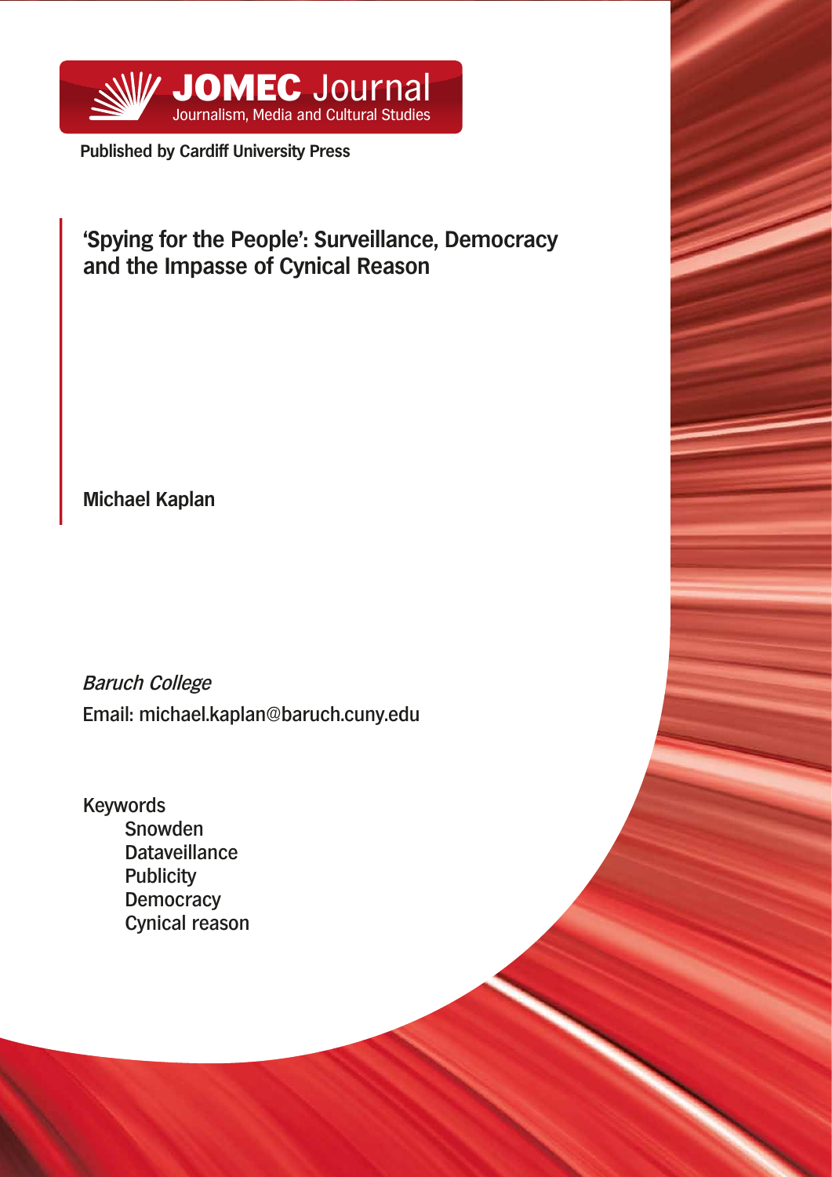JOMEC Journal
Journalism, Media and Cultural Studies

**Published by Cardiff University Press**

# 'Spying for the People': Surveillance, Democracy and the Impasse of Cynical Reason

**Michael Kaplan**

*Baruch College*

Email: michael.kaplan@baruch.cuny.edu

Keywords

- Snowden
- Dataveillance
- Publicity
- Democracy
- Cynical reason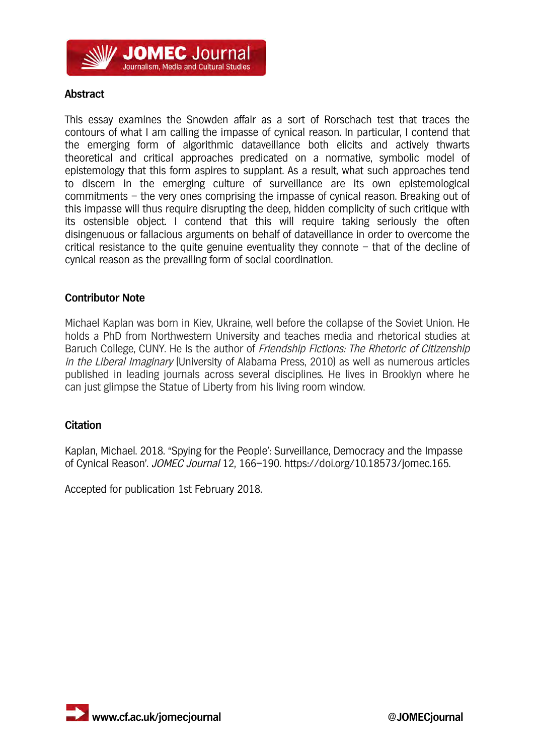## Abstract

This essay examines the Snowden affair as a sort of Rorschach test that traces the contours of what I am calling the impasse of cynical reason. In particular, I contend that the emerging form of algorithmic dataveillance both elicits and actively thwarts theoretical and critical approaches predicated on a normative, symbolic model of epistemology that this form aspires to supplant. As a result, what such approaches tend to discern in the emerging culture of surveillance are its own epistemological commitments – the very ones comprising the impasse of cynical reason. Breaking out of this impasse will thus require disrupting the deep, hidden complicity of such critique with its ostensible object. I contend that this will require taking seriously the often disingenuous or fallacious arguments on behalf of dataveillance in order to overcome the critical resistance to the quite genuine eventuality they connote – that of the decline of cynical reason as the prevailing form of social coordination.

## Contributor Note

Michael Kaplan was born in Kiev, Ukraine, well before the collapse of the Soviet Union. He holds a PhD from Northwestern University and teaches media and rhetorical studies at Baruch College, CUNY. He is the author of *Friendship Fictions: The Rhetoric of Citizenship in the Liberal Imaginary* (University of Alabama Press, 2010) as well as numerous articles published in leading journals across several disciplines. He lives in Brooklyn where he can just glimpse the Statue of Liberty from his living room window.

## Citation

Kaplan, Michael. 2018. "Spying for the People': Surveillance, Democracy and the Impasse of Cynical Reason'. *JOMEC Journal* 12, 166–190. https://doi.org/10.18573/jomec.165.

Accepted for publication 1st February 2018.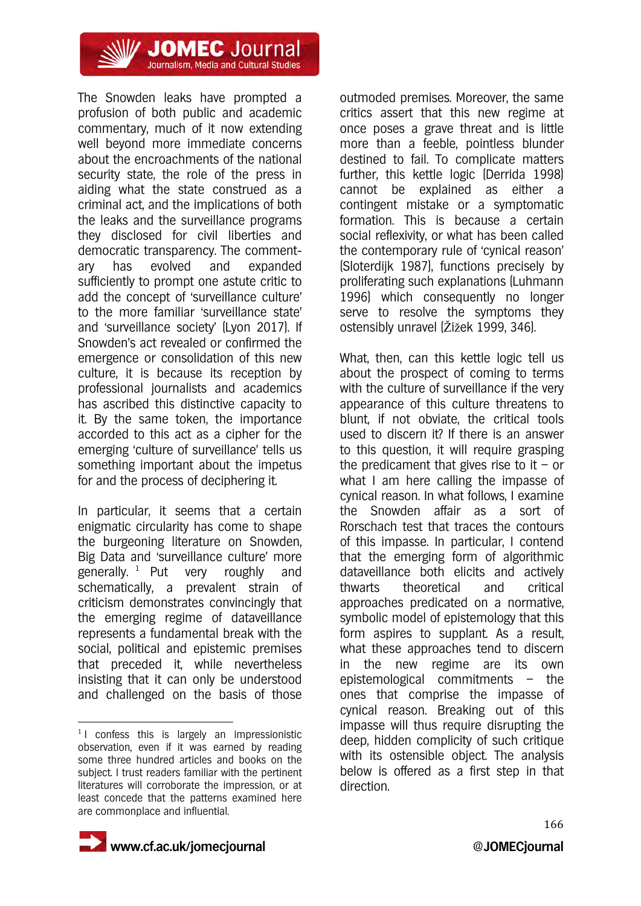The Snowden leaks have prompted a profusion of both public and academic commentary, much of it now extending well beyond more immediate concerns about the encroachments of the national security state, the role of the press in aiding what the state construed as a criminal act, and the implications of both the leaks and the surveillance programs they disclosed for civil liberties and democratic transparency. The commentary has evolved and expanded sufficiently to prompt one astute critic to add the concept of 'surveillance culture' to the more familiar 'surveillance state' and 'surveillance society' (Lyon 2017). If Snowden's act revealed or confirmed the emergence or consolidation of this new culture, it is because its reception by professional journalists and academics has ascribed this distinctive capacity to it. By the same token, the importance accorded to this act as a cipher for the emerging 'culture of surveillance' tells us something important about the impetus for and the process of deciphering it.

In particular, it seems that a certain enigmatic circularity has come to shape the burgeoning literature on Snowden, Big Data and 'surveillance culture' more generally.[1] Put very roughly and schematically, a prevalent strain of criticism demonstrates convincingly that the emerging regime of dataveillance represents a fundamental break with the social, political and epistemic premises that preceded it, while nevertheless insisting that it can only be understood and challenged on the basis of those outmoded premises. Moreover, the same critics assert that this new regime at once poses a grave threat and is little more than a feeble, pointless blunder destined to fail. To complicate matters further, this kettle logic (Derrida 1998) cannot be explained as either a contingent mistake or a symptomatic formation. This is because a certain social reflexivity, or what has been called the contemporary rule of 'cynical reason' (Sloterdijk 1987), functions precisely by proliferating such explanations (Luhmann 1996) which consequently no longer serve to resolve the symptoms they ostensibly unravel (Žižek 1999, 346).

What, then, can this kettle logic tell us about the prospect of coming to terms with the culture of surveillance if the very appearance of this culture threatens to blunt, if not obviate, the critical tools used to discern it? If there is an answer to this question, it will require grasping the predicament that gives rise to it – or what I am here calling the impasse of cynical reason. In what follows, I examine the Snowden affair as a sort of Rorschach test that traces the contours of this impasse. In particular, I contend that the emerging form of algorithmic dataveillance both elicits and actively thwarts theoretical and critical approaches predicated on a normative, symbolic model of epistemology that this form aspires to supplant. As a result, what these approaches tend to discern in the new regime are its own epistemological commitments – the ones that comprise the impasse of cynical reason. Breaking out of this impasse will thus require disrupting the deep, hidden complicity of such critique with its ostensible object. The analysis below is offered as a first step in that direction.

[1] I confess this is largely an impressionistic observation, even if it was earned by reading some three hundred articles and books on the subject. I trust readers familiar with the pertinent literatures will corroborate the impression, or at least concede that the patterns examined here are commonplace and influential.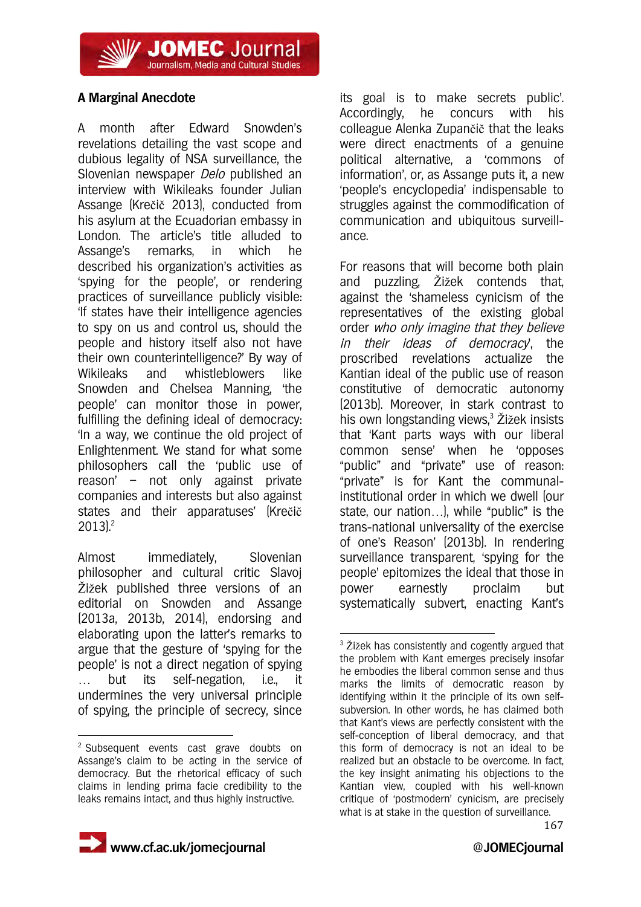## A Marginal Anecdote

A month after Edward Snowden's revelations detailing the vast scope and dubious legality of NSA surveillance, the Slovenian newspaper *Delo* published an interview with Wikileaks founder Julian Assange (Krečič 2013), conducted from his asylum at the Ecuadorian embassy in London. The article's title alluded to Assange's remarks, in which he described his organization's activities as 'spying for the people', or rendering practices of surveillance publicly visible: 'If states have their intelligence agencies to spy on us and control us, should the people and history itself also not have their own counterintelligence?' By way of Wikileaks and whistleblowers like Snowden and Chelsea Manning, 'the people' can monitor those in power, fulfilling the defining ideal of democracy: 'In a way, we continue the old project of Enlightenment. We stand for what some philosophers call the 'public use of reason' – not only against private companies and interests but also against states and their apparatuses' (Krečič 2013).[2]

Almost immediately, Slovenian philosopher and cultural critic Slavoj Žižek published three versions of an editorial on Snowden and Assange (2013a, 2013b, 2014), endorsing and elaborating upon the latter's remarks to argue that the gesture of 'spying for the people' is not a direct negation of spying … but its self-negation, i.e., it undermines the very universal principle of spying, the principle of secrecy, since its goal is to make secrets public'. Accordingly, he concurs with his colleague Alenka Zupančič that the leaks were direct enactments of a genuine political alternative, a 'commons of information', or, as Assange puts it, a new 'people's encyclopedia' indispensable to struggles against the commodification of communication and ubiquitous surveillance.

For reasons that will become both plain and puzzling, Žižek contends that, against the 'shameless cynicism of the representatives of the existing global order *who only imagine that they believe in their ideas of democracy*', the proscribed revelations actualize the Kantian ideal of the public use of reason constitutive of democratic autonomy (2013b). Moreover, in stark contrast to his own longstanding views,[3] Žižek insists that 'Kant parts ways with our liberal common sense' when he 'opposes "public" and "private" use of reason: "private" is for Kant the communal-institutional order in which we dwell (our state, our nation…), while "public" is the trans-national universality of the exercise of one's Reason' (2013b). In rendering surveillance transparent, 'spying for the people' epitomizes the ideal that those in power earnestly proclaim but systematically subvert, enacting Kant's

---

[2] Subsequent events cast grave doubts on Assange's claim to be acting in the service of democracy. But the rhetorical efficacy of such claims in lending prima facie credibility to the leaks remains intact, and thus highly instructive.

[3] Žižek has consistently and cogently argued that the problem with Kant emerges precisely insofar he embodies the liberal common sense and thus marks the limits of democratic reason by identifying within it the principle of its own self-subversion. In other words, he has claimed both that Kant's views are perfectly consistent with the self-conception of liberal democracy, and that this form of democracy is not an ideal to be realized but an obstacle to be overcome. In fact, the key insight animating his objections to the Kantian view, coupled with his well-known critique of 'postmodern' cynicism, are precisely what is at stake in the question of surveillance.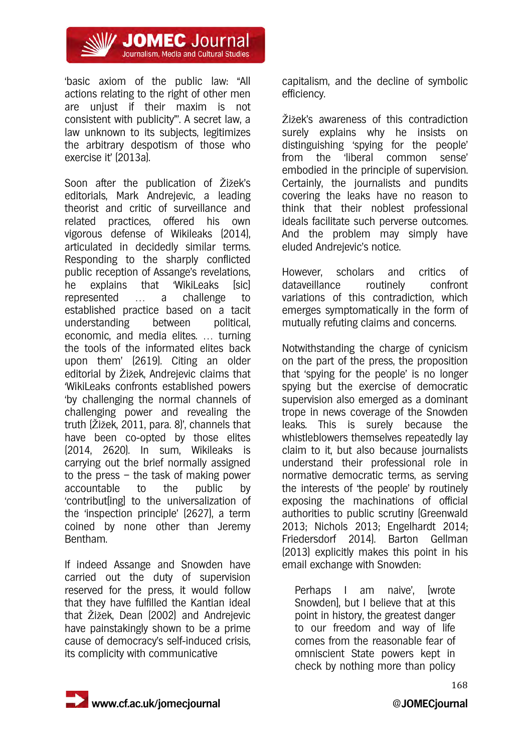'basic axiom of the public law: "All actions relating to the right of other men are unjust if their maxim is not consistent with publicity"'. A secret law, a law unknown to its subjects, legitimizes the arbitrary despotism of those who exercise it' (2013a).

Soon after the publication of Žižek's editorials, Mark Andrejevic, a leading theorist and critic of surveillance and related practices, offered his own vigorous defense of Wikileaks (2014), articulated in decidedly similar terms. Responding to the sharply conflicted public reception of Assange's revelations, he explains that 'WikiLeaks [sic] represented … a challenge to established practice based on a tacit understanding between political, economic, and media elites. … turning the tools of the informated elites back upon them' (2619). Citing an older editorial by Žižek, Andrejevic claims that 'WikiLeaks confronts established powers 'by challenging the normal channels of challenging power and revealing the truth [Žižek, 2011, para. 8]', channels that have been co-opted by those elites (2014, 2620). In sum, Wikileaks is carrying out the brief normally assigned to the press – the task of making power accountable to the public by 'contribut[ing] to the universalization of the 'inspection principle' (2627), a term coined by none other than Jeremy Bentham.

If indeed Assange and Snowden have carried out the duty of supervision reserved for the press, it would follow that they have fulfilled the Kantian ideal that Žižek, Dean (2002) and Andrejevic have painstakingly shown to be a prime cause of democracy's self-induced crisis, its complicity with communicative capitalism, and the decline of symbolic efficiency.

Žižek's awareness of this contradiction surely explains why he insists on distinguishing 'spying for the people' from the 'liberal common sense' embodied in the principle of supervision. Certainly, the journalists and pundits covering the leaks have no reason to think that their noblest professional ideals facilitate such perverse outcomes. And the problem may simply have eluded Andrejevic's notice.

However, scholars and critics of dataveillance routinely confront variations of this contradiction, which emerges symptomatically in the form of mutually refuting claims and concerns.

Notwithstanding the charge of cynicism on the part of the press, the proposition that 'spying for the people' is no longer spying but the exercise of democratic supervision also emerged as a dominant trope in news coverage of the Snowden leaks. This is surely because the whistleblowers themselves repeatedly lay claim to it, but also because journalists understand their professional role in normative democratic terms, as serving the interests of 'the people' by routinely exposing the machinations of official authorities to public scrutiny (Greenwald 2013; Nichols 2013; Engelhardt 2014; Friedersdorf 2014). Barton Gellman (2013) explicitly makes this point in his email exchange with Snowden:

> Perhaps I am naive', [wrote Snowden], but I believe that at this point in history, the greatest danger to our freedom and way of life comes from the reasonable fear of omniscient State powers kept in check by nothing more than policy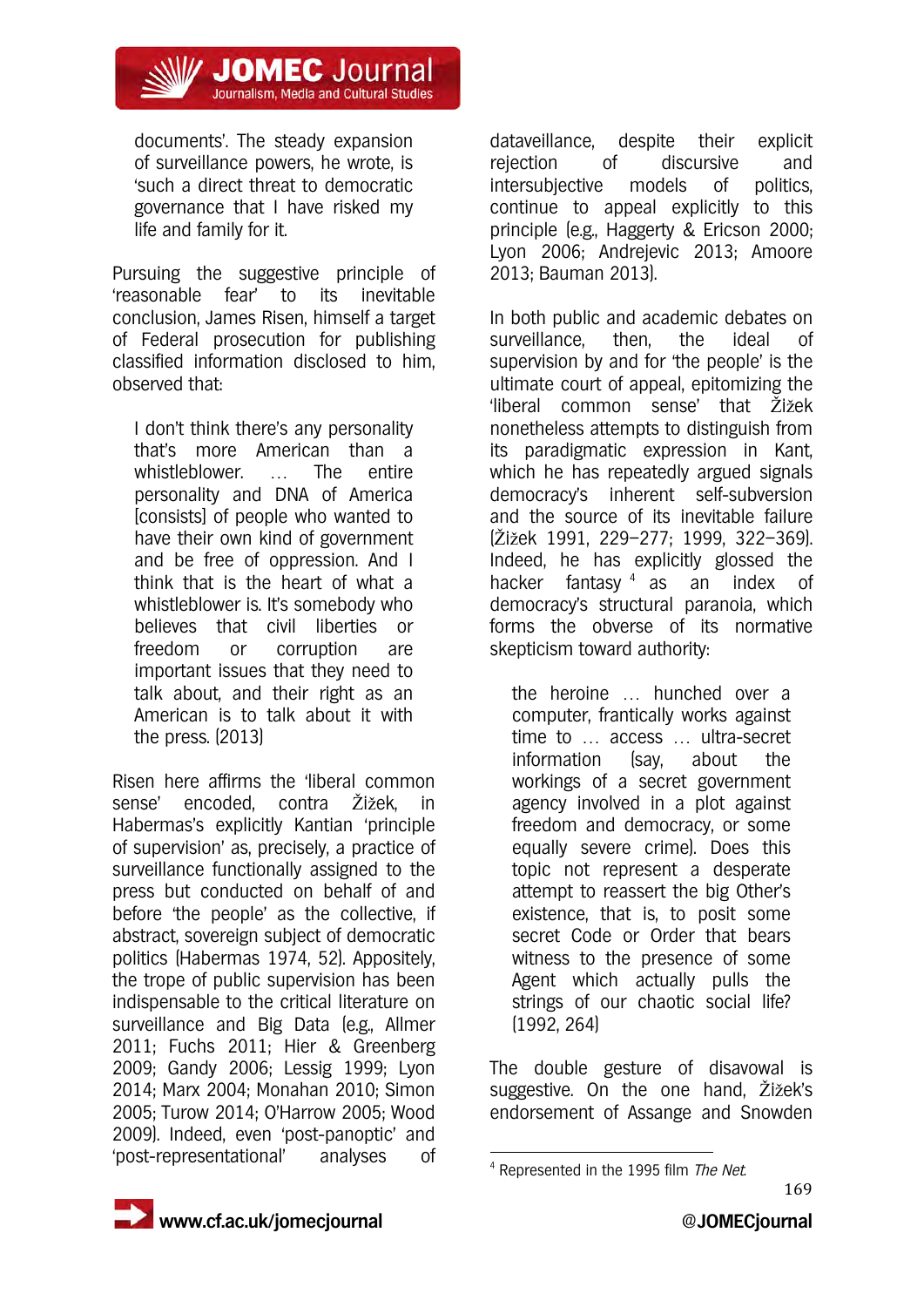documents'. The steady expansion of surveillance powers, he wrote, is 'such a direct threat to democratic governance that I have risked my life and family for it.

Pursuing the suggestive principle of 'reasonable fear' to its inevitable conclusion, James Risen, himself a target of Federal prosecution for publishing classified information disclosed to him, observed that:

> I don't think there's any personality that's more American than a whistleblower. … The entire personality and DNA of America [consists] of people who wanted to have their own kind of government and be free of oppression. And I think that is the heart of what a whistleblower is. It's somebody who believes that civil liberties or freedom or corruption are important issues that they need to talk about, and their right as an American is to talk about it with the press. (2013)

Risen here affirms the 'liberal common sense' encoded, contra Žižek, in Habermas's explicitly Kantian 'principle of supervision' as, precisely, a practice of surveillance functionally assigned to the press but conducted on behalf of and before 'the people' as the collective, if abstract, sovereign subject of democratic politics (Habermas 1974, 52). Appositely, the trope of public supervision has been indispensable to the critical literature on surveillance and Big Data (e.g., Allmer 2011; Fuchs 2011; Hier & Greenberg 2009; Gandy 2006; Lessig 1999; Lyon 2014; Marx 2004; Monahan 2010; Simon 2005; Turow 2014; O'Harrow 2005; Wood 2009). Indeed, even 'post-panoptic' and 'post-representational' analyses of dataveillance, despite their explicit rejection of discursive and intersubjective models of politics, continue to appeal explicitly to this principle (e.g., Haggerty & Ericson 2000; Lyon 2006; Andrejevic 2013; Amoore 2013; Bauman 2013).

In both public and academic debates on surveillance, then, the ideal of supervision by and for 'the people' is the ultimate court of appeal, epitomizing the 'liberal common sense' that Žižek nonetheless attempts to distinguish from its paradigmatic expression in Kant, which he has repeatedly argued signals democracy's inherent self-subversion and the source of its inevitable failure (Žižek 1991, 229–277; 1999, 322–369). Indeed, he has explicitly glossed the hacker fantasy [4] as an index of democracy's structural paranoia, which forms the obverse of its normative skepticism toward authority:

> the heroine … hunched over a computer, frantically works against time to … access … ultra-secret information (say, about the workings of a secret government agency involved in a plot against freedom and democracy, or some equally severe crime). Does this topic not represent a desperate attempt to reassert the big Other's existence, that is, to posit some secret Code or Order that bears witness to the presence of some Agent which actually pulls the strings of our chaotic social life? (1992, 264)

The double gesture of disavowal is suggestive. On the one hand, Žižek's endorsement of Assange and Snowden

---

[4] Represented in the 1995 film *The Net*.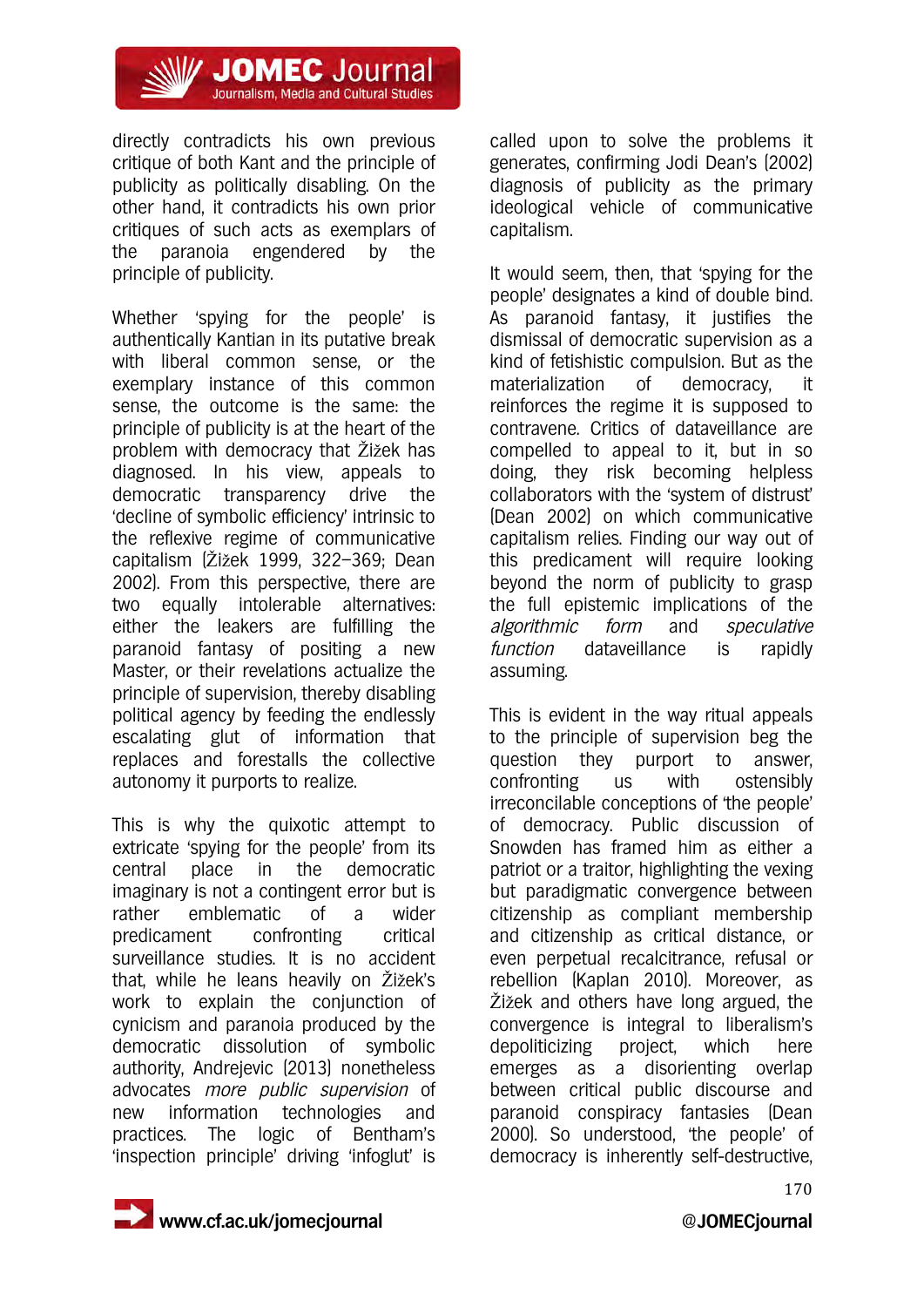directly contradicts his own previous critique of both Kant and the principle of publicity as politically disabling. On the other hand, it contradicts his own prior critiques of such acts as exemplars of the paranoia engendered by the principle of publicity.

Whether 'spying for the people' is authentically Kantian in its putative break with liberal common sense, or the exemplary instance of this common sense, the outcome is the same: the principle of publicity is at the heart of the problem with democracy that Žižek has diagnosed. In his view, appeals to democratic transparency drive the 'decline of symbolic efficiency' intrinsic to the reflexive regime of communicative capitalism (Žižek 1999, 322–369; Dean 2002). From this perspective, there are two equally intolerable alternatives: either the leakers are fulfilling the paranoid fantasy of positing a new Master, or their revelations actualize the principle of supervision, thereby disabling political agency by feeding the endlessly escalating glut of information that replaces and forestalls the collective autonomy it purports to realize.

This is why the quixotic attempt to extricate 'spying for the people' from its central place in the democratic imaginary is not a contingent error but is rather emblematic of a wider predicament confronting critical surveillance studies. It is no accident that, while he leans heavily on Žižek's work to explain the conjunction of cynicism and paranoia produced by the democratic dissolution of symbolic authority, Andrejevic (2013) nonetheless advocates *more public supervision* of new information technologies and practices. The logic of Bentham's 'inspection principle' driving 'infoglut' is called upon to solve the problems it generates, confirming Jodi Dean's (2002) diagnosis of publicity as the primary ideological vehicle of communicative capitalism.

It would seem, then, that 'spying for the people' designates a kind of double bind. As paranoid fantasy, it justifies the dismissal of democratic supervision as a kind of fetishistic compulsion. But as the materialization of democracy, it reinforces the regime it is supposed to contravene. Critics of dataveillance are compelled to appeal to it, but in so doing, they risk becoming helpless collaborators with the 'system of distrust' (Dean 2002) on which communicative capitalism relies. Finding our way out of this predicament will require looking beyond the norm of publicity to grasp the full epistemic implications of the *algorithmic form* and *speculative function* dataveillance is rapidly assuming.

This is evident in the way ritual appeals to the principle of supervision beg the question they purport to answer, confronting us with ostensibly irreconcilable conceptions of 'the people' of democracy. Public discussion of Snowden has framed him as either a patriot or a traitor, highlighting the vexing but paradigmatic convergence between citizenship as compliant membership and citizenship as critical distance, or even perpetual recalcitrance, refusal or rebellion (Kaplan 2010). Moreover, as Žižek and others have long argued, the convergence is integral to liberalism's depoliticizing project, which here emerges as a disorienting overlap between critical public discourse and paranoid conspiracy fantasies (Dean 2000). So understood, 'the people' of democracy is inherently self-destructive,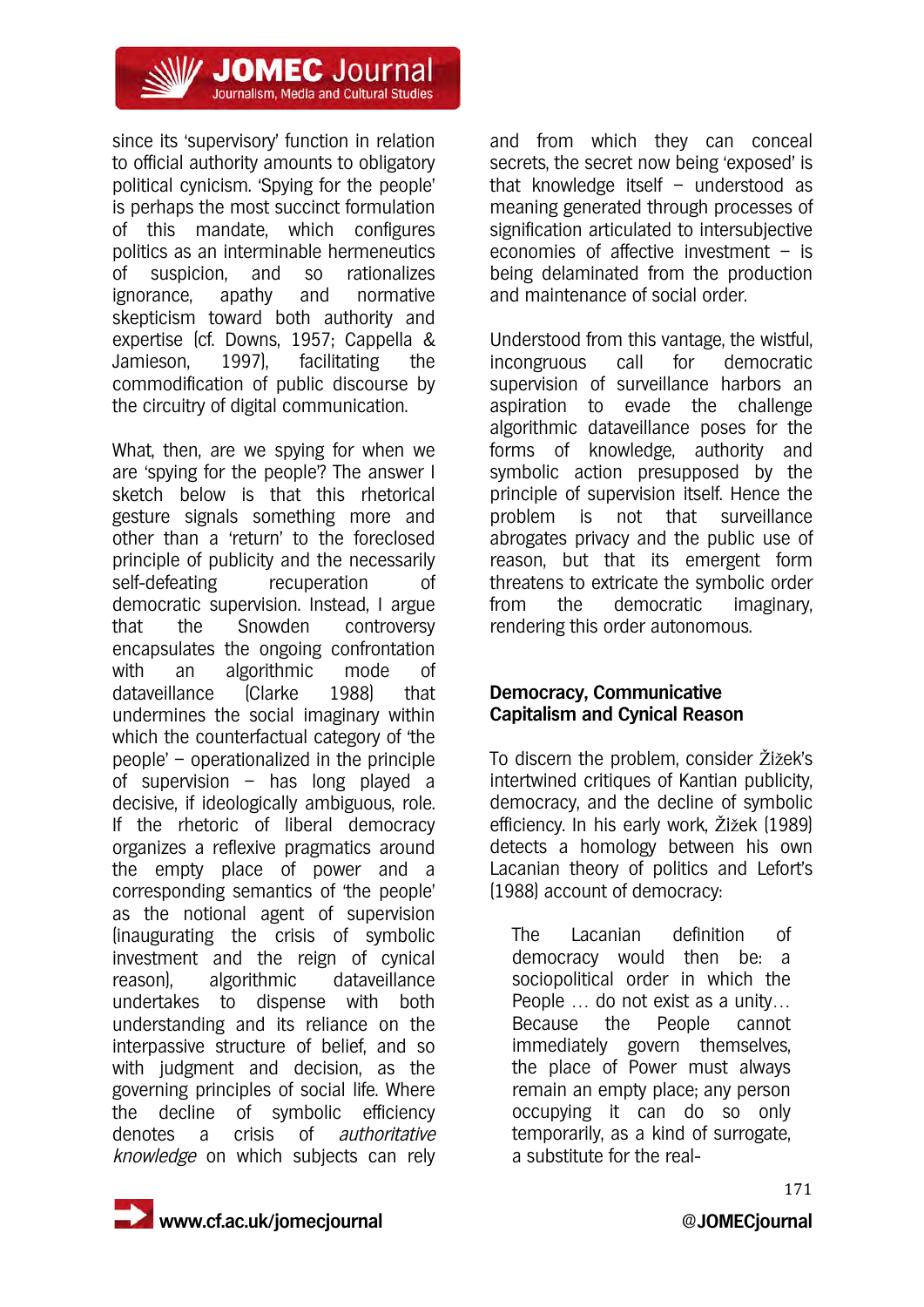since its 'supervisory' function in relation to official authority amounts to obligatory political cynicism. 'Spying for the people' is perhaps the most succinct formulation of this mandate, which configures politics as an interminable hermeneutics of suspicion, and so rationalizes ignorance, apathy and normative skepticism toward both authority and expertise (cf. Downs, 1957; Cappella & Jamieson, 1997), facilitating the commodification of public discourse by the circuitry of digital communication.

What, then, are we spying for when we are 'spying for the people'? The answer I sketch below is that this rhetorical gesture signals something more and other than a 'return' to the foreclosed principle of publicity and the necessarily self-defeating recuperation of democratic supervision. Instead, I argue that the Snowden controversy encapsulates the ongoing confrontation with an algorithmic mode of dataveillance (Clarke 1988) that undermines the social imaginary within which the counterfactual category of 'the people' – operationalized in the principle of supervision – has long played a decisive, if ideologically ambiguous, role. If the rhetoric of liberal democracy organizes a reflexive pragmatics around the empty place of power and a corresponding semantics of 'the people' as the notional agent of supervision (inaugurating the crisis of symbolic investment and the reign of cynical reason), algorithmic dataveillance undertakes to dispense with both understanding and its reliance on the interpassive structure of belief, and so with judgment and decision, as the governing principles of social life. Where the decline of symbolic efficiency denotes a crisis of *authoritative knowledge* on which subjects can rely and from which they can conceal secrets, the secret now being 'exposed' is that knowledge itself – understood as meaning generated through processes of signification articulated to intersubjective economies of affective investment – is being delaminated from the production and maintenance of social order.

Understood from this vantage, the wistful, incongruous call for democratic supervision of surveillance harbors an aspiration to evade the challenge algorithmic dataveillance poses for the forms of knowledge, authority and symbolic action presupposed by the principle of supervision itself. Hence the problem is not that surveillance abrogates privacy and the public use of reason, but that its emergent form threatens to extricate the symbolic order from the democratic imaginary, rendering this order autonomous.

## Democracy, Communicative Capitalism and Cynical Reason

To discern the problem, consider Žižek's intertwined critiques of Kantian publicity, democracy, and the decline of symbolic efficiency. In his early work, Žižek (1989) detects a homology between his own Lacanian theory of politics and Lefort's (1988) account of democracy:

> The Lacanian definition of democracy would then be: a sociopolitical order in which the People … do not exist as a unity… Because the People cannot immediately govern themselves, the place of Power must always remain an empty place; any person occupying it can do so only temporarily, as a kind of surrogate, a substitute for the real-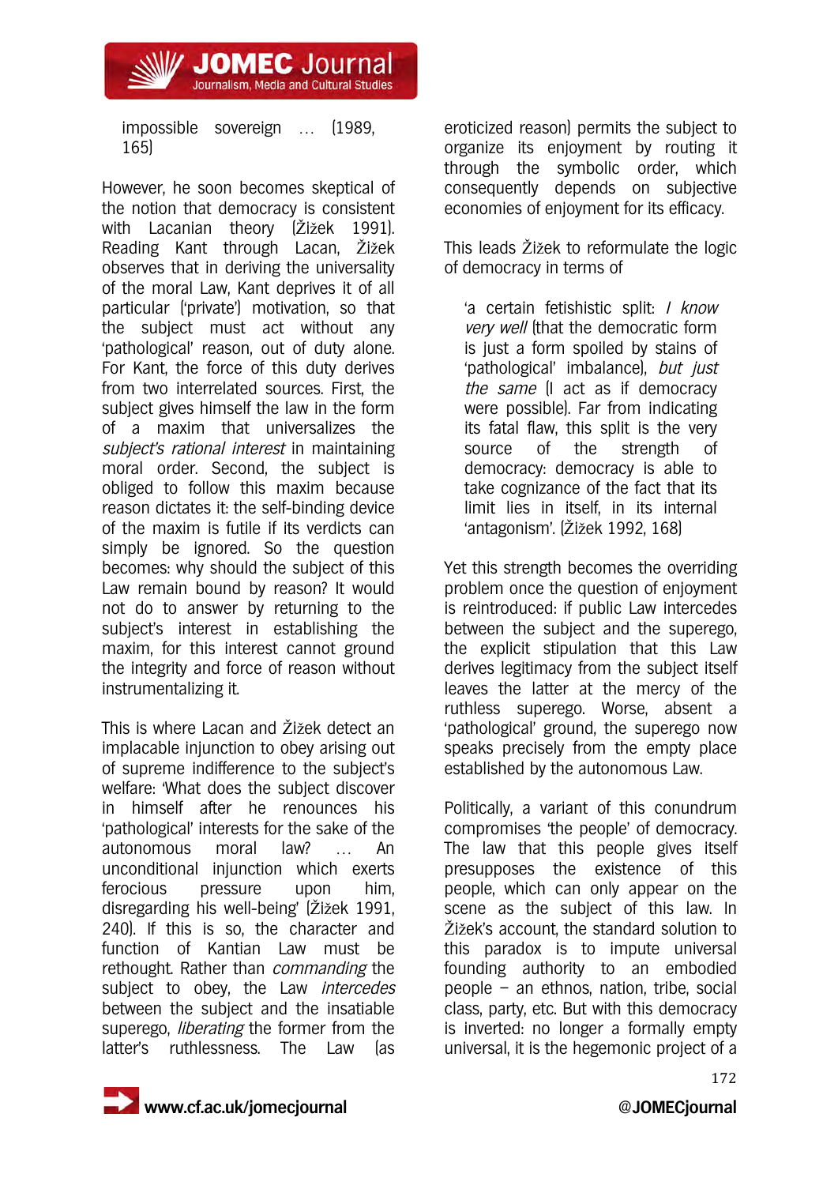impossible sovereign … (1989, 165)

However, he soon becomes skeptical of the notion that democracy is consistent with Lacanian theory (Žižek 1991). Reading Kant through Lacan, Žižek observes that in deriving the universality of the moral Law, Kant deprives it of all particular ('private') motivation, so that the subject must act without any 'pathological' reason, out of duty alone. For Kant, the force of this duty derives from two interrelated sources. First, the subject gives himself the law in the form of a maxim that universalizes the *subject's rational interest* in maintaining moral order. Second, the subject is obliged to follow this maxim because reason dictates it: the self-binding device of the maxim is futile if its verdicts can simply be ignored. So the question becomes: why should the subject of this Law remain bound by reason? It would not do to answer by returning to the subject's interest in establishing the maxim, for this interest cannot ground the integrity and force of reason without instrumentalizing it.

This is where Lacan and Žižek detect an implacable injunction to obey arising out of supreme indifference to the subject's welfare: 'What does the subject discover in himself after he renounces his 'pathological' interests for the sake of the autonomous moral law? … An unconditional injunction which exerts ferocious pressure upon him, disregarding his well-being' (Žižek 1991, 240). If this is so, the character and function of Kantian Law must be rethought. Rather than *commanding* the subject to obey, the Law *intercedes* between the subject and the insatiable superego, *liberating* the former from the latter's ruthlessness. The Law (as eroticized reason) permits the subject to organize its enjoyment by routing it through the symbolic order, which consequently depends on subjective economies of enjoyment for its efficacy.

This leads Žižek to reformulate the logic of democracy in terms of

> 'a certain fetishistic split: *I know very well* (that the democratic form is just a form spoiled by stains of 'pathological' imbalance), *but just the same* (I act as if democracy were possible). Far from indicating its fatal flaw, this split is the very source of the strength of democracy: democracy is able to take cognizance of the fact that its limit lies in itself, in its internal 'antagonism'. (Žižek 1992, 168)

Yet this strength becomes the overriding problem once the question of enjoyment is reintroduced: if public Law intercedes between the subject and the superego, the explicit stipulation that this Law derives legitimacy from the subject itself leaves the latter at the mercy of the ruthless superego. Worse, absent a 'pathological' ground, the superego now speaks precisely from the empty place established by the autonomous Law.

Politically, a variant of this conundrum compromises 'the people' of democracy. The law that this people gives itself presupposes the existence of this people, which can only appear on the scene as the subject of this law. In Žižek's account, the standard solution to this paradox is to impute universal founding authority to an embodied people – an ethnos, nation, tribe, social class, party, etc. But with this democracy is inverted: no longer a formally empty universal, it is the hegemonic project of a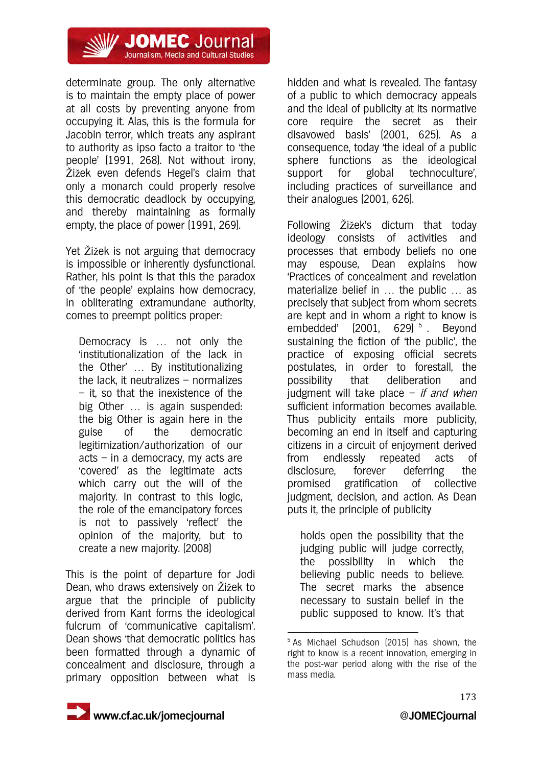determinate group. The only alternative is to maintain the empty place of power at all costs by preventing anyone from occupying it. Alas, this is the formula for Jacobin terror, which treats any aspirant to authority as ipso facto a traitor to 'the people' (1991, 268). Not without irony, Žižek even defends Hegel's claim that only a monarch could properly resolve this democratic deadlock by occupying, and thereby maintaining as formally empty, the place of power (1991, 269).

Yet Žižek is not arguing that democracy is impossible or inherently dysfunctional. Rather, his point is that this the paradox of 'the people' explains how democracy, in obliterating extramundane authority, comes to preempt politics proper:

> Democracy is … not only the 'institutionalization of the lack in the Other' … By institutionalizing the lack, it neutralizes – normalizes – it, so that the inexistence of the big Other … is again suspended: the big Other is again here in the guise of the democratic legitimization/authorization of our acts – in a democracy, my acts are 'covered' as the legitimate acts which carry out the will of the majority. In contrast to this logic, the role of the emancipatory forces is not to passively 'reflect' the opinion of the majority, but to create a new majority. (2008)

This is the point of departure for Jodi Dean, who draws extensively on Žižek to argue that the principle of publicity derived from Kant forms the ideological fulcrum of 'communicative capitalism'. Dean shows 'that democratic politics has been formatted through a dynamic of concealment and disclosure, through a primary opposition between what is hidden and what is revealed. The fantasy of a public to which democracy appeals and the ideal of publicity at its normative core require the secret as their disavowed basis' (2001, 625). As a consequence, today 'the ideal of a public sphere functions as the ideological support for global technoculture', including practices of surveillance and their analogues (2001, 626).

Following Žižek's dictum that today ideology consists of activities and processes that embody beliefs no one may espouse, Dean explains how 'Practices of concealment and revelation materialize belief in … the public … as precisely that subject from whom secrets are kept and in whom a right to know is embedded' (2001, 629)[5]. Beyond sustaining the fiction of 'the public', the practice of exposing official secrets postulates, in order to forestall, the possibility that deliberation and judgment will take place – *if and when* sufficient information becomes available. Thus publicity entails more publicity, becoming an end in itself and capturing citizens in a circuit of enjoyment derived from endlessly repeated acts of disclosure, forever deferring the promised gratification of collective judgment, decision, and action. As Dean puts it, the principle of publicity

> holds open the possibility that the judging public will judge correctly, the possibility in which the believing public needs to believe. The secret marks the absence necessary to sustain belief in the public supposed to know. It's that

[5] As Michael Schudson (2015) has shown, the right to know is a recent innovation, emerging in the post-war period along with the rise of the mass media.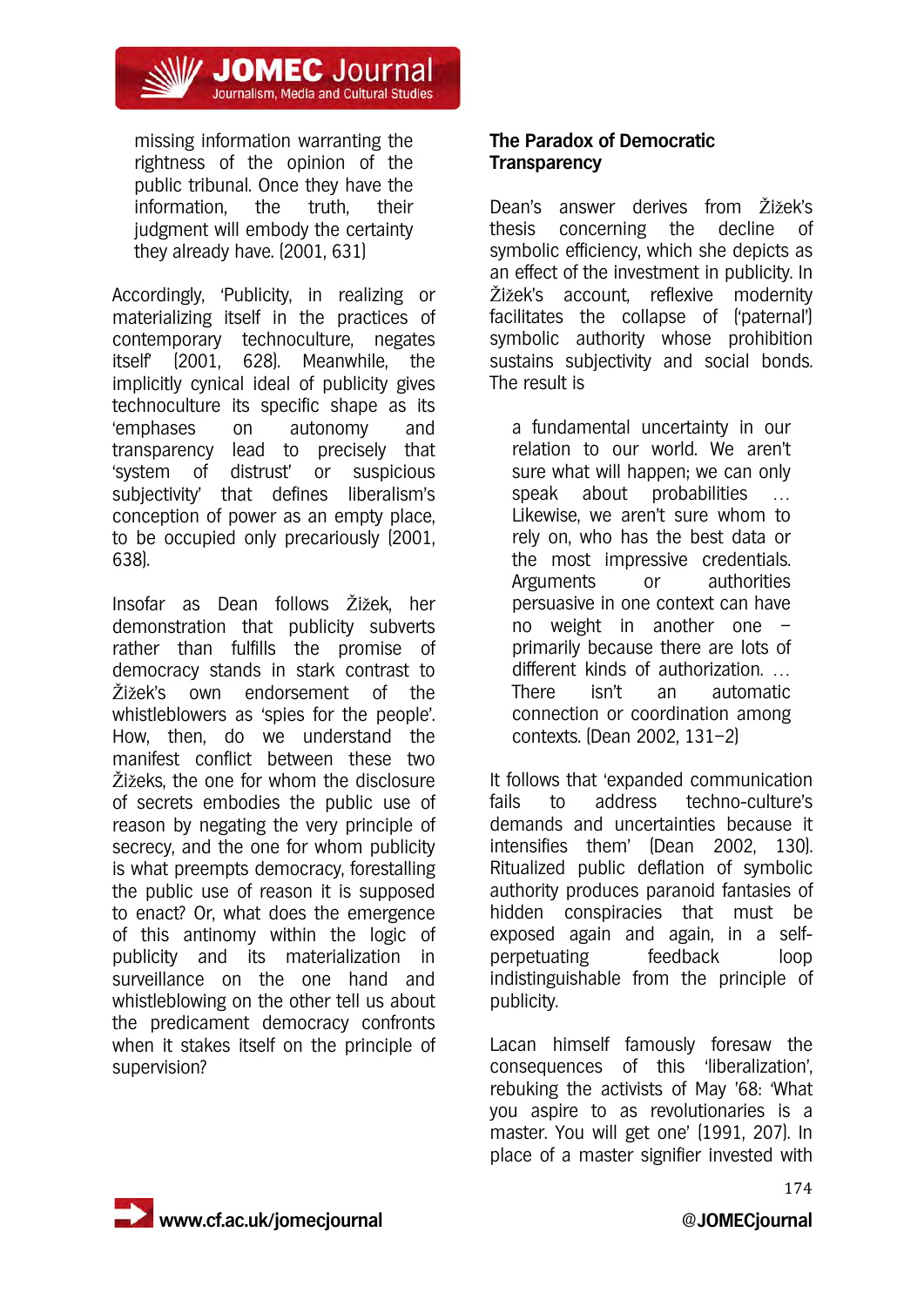missing information warranting the rightness of the opinion of the public tribunal. Once they have the information, the truth, their judgment will embody the certainty they already have. (2001, 631)

Accordingly, 'Publicity, in realizing or materializing itself in the practices of contemporary technoculture, negates itself' (2001, 628). Meanwhile, the implicitly cynical ideal of publicity gives technoculture its specific shape as its 'emphases on autonomy and transparency lead to precisely that 'system of distrust' or suspicious subjectivity' that defines liberalism's conception of power as an empty place, to be occupied only precariously (2001, 638).

Insofar as Dean follows Žižek, her demonstration that publicity subverts rather than fulfills the promise of democracy stands in stark contrast to Žižek's own endorsement of the whistleblowers as 'spies for the people'. How, then, do we understand the manifest conflict between these two Žižeks, the one for whom the disclosure of secrets embodies the public use of reason by negating the very principle of secrecy, and the one for whom publicity is what preempts democracy, forestalling the public use of reason it is supposed to enact? Or, what does the emergence of this antinomy within the logic of publicity and its materialization in surveillance on the one hand and whistleblowing on the other tell us about the predicament democracy confronts when it stakes itself on the principle of supervision?

## The Paradox of Democratic Transparency

Dean's answer derives from Žižek's thesis concerning the decline of symbolic efficiency, which she depicts as an effect of the investment in publicity. In Žižek's account, reflexive modernity facilitates the collapse of ('paternal') symbolic authority whose prohibition sustains subjectivity and social bonds. The result is

> a fundamental uncertainty in our relation to our world. We aren't sure what will happen; we can only speak about probabilities … Likewise, we aren't sure whom to rely on, who has the best data or the most impressive credentials. Arguments or authorities persuasive in one context can have no weight in another one – primarily because there are lots of different kinds of authorization. … There isn't an automatic connection or coordination among contexts. (Dean 2002, 131–2)

It follows that 'expanded communication fails to address techno-culture's demands and uncertainties because it intensifies them' (Dean 2002, 130). Ritualized public deflation of symbolic authority produces paranoid fantasies of hidden conspiracies that must be exposed again and again, in a self-perpetuating feedback loop indistinguishable from the principle of publicity.

Lacan himself famously foresaw the consequences of this 'liberalization', rebuking the activists of May '68: 'What you aspire to as revolutionaries is a master. You will get one' (1991, 207). In place of a master signifier invested with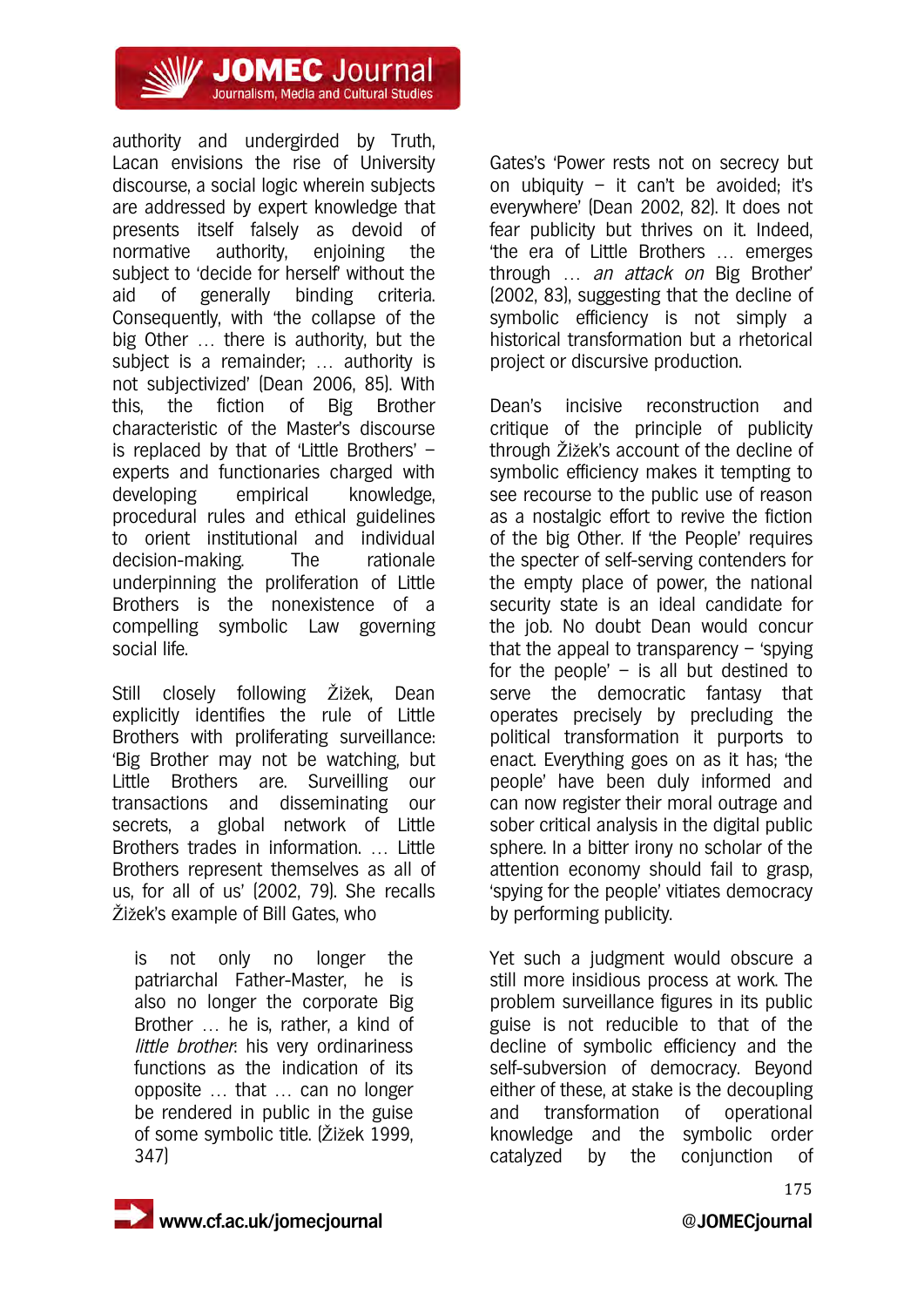authority and undergirded by Truth, Lacan envisions the rise of University discourse, a social logic wherein subjects are addressed by expert knowledge that presents itself falsely as devoid of normative authority, enjoining the subject to 'decide for herself' without the aid of generally binding criteria. Consequently, with 'the collapse of the big Other … there is authority, but the subject is a remainder; … authority is not subjectivized' (Dean 2006, 85). With this, the fiction of Big Brother characteristic of the Master's discourse is replaced by that of 'Little Brothers' – experts and functionaries charged with developing empirical knowledge, procedural rules and ethical guidelines to orient institutional and individual decision-making. The rationale underpinning the proliferation of Little Brothers is the nonexistence of a compelling symbolic Law governing social life.

Still closely following Žižek, Dean explicitly identifies the rule of Little Brothers with proliferating surveillance: 'Big Brother may not be watching, but Little Brothers are. Surveilling our transactions and disseminating our secrets, a global network of Little Brothers trades in information. … Little Brothers represent themselves as all of us, for all of us' (2002, 79). She recalls Žižek's example of Bill Gates, who

> is not only no longer the patriarchal Father-Master, he is also no longer the corporate Big Brother … he is, rather, a kind of *little brother*: his very ordinariness functions as the indication of its opposite … that … can no longer be rendered in public in the guise of some symbolic title. (Žižek 1999, 347)

Gates's 'Power rests not on secrecy but on ubiquity – it can't be avoided; it's everywhere' (Dean 2002, 82). It does not fear publicity but thrives on it. Indeed, 'the era of Little Brothers … emerges through … *an attack on* Big Brother' (2002, 83), suggesting that the decline of symbolic efficiency is not simply a historical transformation but a rhetorical project or discursive production.

Dean's incisive reconstruction and critique of the principle of publicity through Žižek's account of the decline of symbolic efficiency makes it tempting to see recourse to the public use of reason as a nostalgic effort to revive the fiction of the big Other. If 'the People' requires the specter of self-serving contenders for the empty place of power, the national security state is an ideal candidate for the job. No doubt Dean would concur that the appeal to transparency – 'spying for the people' – is all but destined to serve the democratic fantasy that operates precisely by precluding the political transformation it purports to enact. Everything goes on as it has; 'the people' have been duly informed and can now register their moral outrage and sober critical analysis in the digital public sphere. In a bitter irony no scholar of the attention economy should fail to grasp, 'spying for the people' vitiates democracy by performing publicity.

Yet such a judgment would obscure a still more insidious process at work. The problem surveillance figures in its public guise is not reducible to that of the decline of symbolic efficiency and the self-subversion of democracy. Beyond either of these, at stake is the decoupling and transformation of operational knowledge and the symbolic order catalyzed by the conjunction of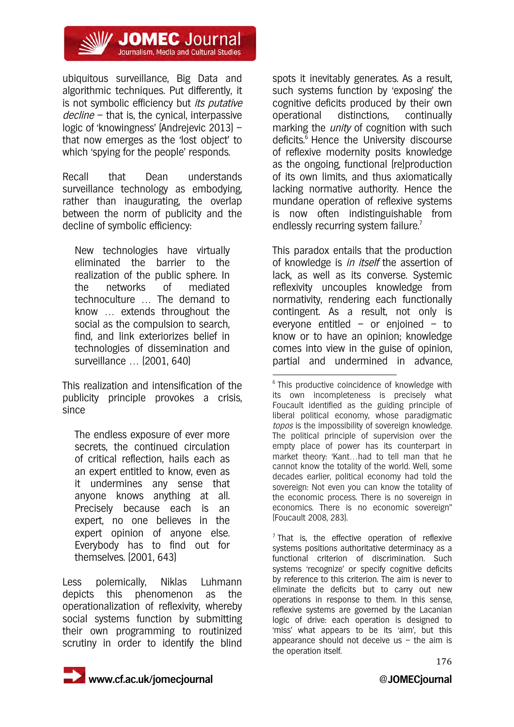ubiquitous surveillance, Big Data and algorithmic techniques. Put differently, it is not symbolic efficiency but *its putative decline* – that is, the cynical, interpassive logic of 'knowingness' (Andrejevic 2013) – that now emerges as the 'lost object' to which 'spying for the people' responds.

Recall that Dean understands surveillance technology as embodying, rather than inaugurating, the overlap between the norm of publicity and the decline of symbolic efficiency:

> New technologies have virtually eliminated the barrier to the realization of the public sphere. In the networks of mediated technoculture … The demand to know … extends throughout the social as the compulsion to search, find, and link exteriorizes belief in technologies of dissemination and surveillance … (2001, 640)

This realization and intensification of the publicity principle provokes a crisis, since

> The endless exposure of ever more secrets, the continued circulation of critical reflection, hails each as an expert entitled to know, even as it undermines any sense that anyone knows anything at all. Precisely because each is an expert, no one believes in the expert opinion of anyone else. Everybody has to find out for themselves. (2001, 643)

Less polemically, Niklas Luhmann depicts this phenomenon as the operationalization of reflexivity, whereby social systems function by submitting their own programming to routinized scrutiny in order to identify the blind spots it inevitably generates. As a result, such systems function by 'exposing' the cognitive deficits produced by their own operational distinctions, continually marking the *unity* of cognition with such deficits.[6] Hence the University discourse of reflexive modernity posits knowledge as the ongoing, functional (re)production of its own limits, and thus axiomatically lacking normative authority. Hence the mundane operation of reflexive systems is now often indistinguishable from endlessly recurring system failure.[7]

This paradox entails that the production of knowledge is *in itself* the assertion of lack, as well as its converse. Systemic reflexivity uncouples knowledge from normativity, rendering each functionally contingent. As a result, not only is everyone entitled – or enjoined – to know or to have an opinion; knowledge comes into view in the guise of opinion, partial and undermined in advance,

---

[6] This productive coincidence of knowledge with its own incompleteness is precisely what Foucault identified as the guiding principle of liberal political economy, whose paradigmatic *topos* is the impossibility of sovereign knowledge. The political principle of supervision over the empty place of power has its counterpart in market theory: 'Kant…had to tell man that he cannot know the totality of the world. Well, some decades earlier, political economy had told the sovereign: Not even you can know the totality of the economic process. There is no sovereign in economics. There is no economic sovereign" (Foucault 2008, 283).

[7] That is, the effective operation of reflexive systems positions authoritative determinacy as a functional criterion of discrimination. Such systems 'recognize' or specify cognitive deficits by reference to this criterion. The aim is never to eliminate the deficits but to carry out new operations in response to them. In this sense, reflexive systems are governed by the Lacanian logic of drive: each operation is designed to 'miss' what appears to be its 'aim', but this appearance should not deceive us – the aim is the operation itself.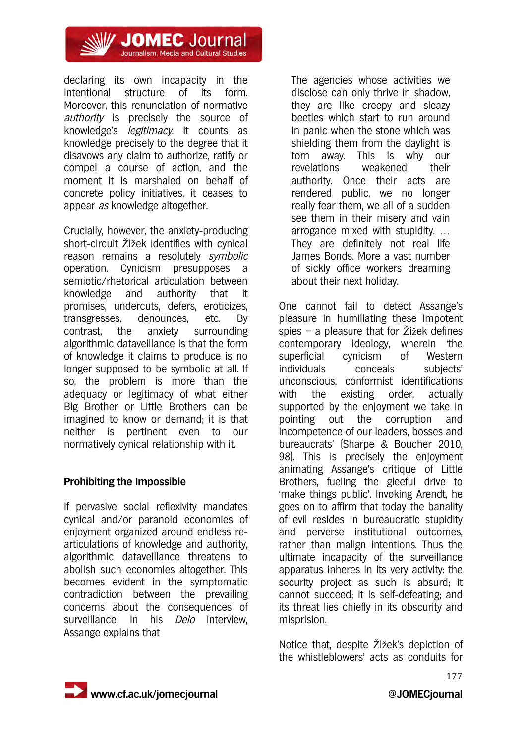declaring its own incapacity in the intentional structure of its form. Moreover, this renunciation of normative *authority* is precisely the source of knowledge's *legitimacy.* It counts as knowledge precisely to the degree that it disavows any claim to authorize, ratify or compel a course of action, and the moment it is marshaled on behalf of concrete policy initiatives, it ceases to appear *as* knowledge altogether.

Crucially, however, the anxiety-producing short-circuit Žižek identifies with cynical reason remains a resolutely *symbolic* operation. Cynicism presupposes a semiotic/rhetorical articulation between knowledge and authority that it promises, undercuts, defers, eroticizes, transgresses, denounces, etc. By contrast, the anxiety surrounding algorithmic dataveillance is that the form of knowledge it claims to produce is no longer supposed to be symbolic at all. If so, the problem is more than the adequacy or legitimacy of what either Big Brother or Little Brothers can be imagined to know or demand; it is that neither is pertinent even to our normatively cynical relationship with it.

## Prohibiting the Impossible

If pervasive social reflexivity mandates cynical and/or paranoid economies of enjoyment organized around endless re-articulations of knowledge and authority, algorithmic dataveillance threatens to abolish such economies altogether. This becomes evident in the symptomatic contradiction between the prevailing concerns about the consequences of surveillance. In his *Delo* interview, Assange explains that

> The agencies whose activities we disclose can only thrive in shadow, they are like creepy and sleazy beetles which start to run around in panic when the stone which was shielding them from the daylight is torn away. This is why our revelations weakened their authority. Once their acts are rendered public, we no longer really fear them, we all of a sudden see them in their misery and vain arrogance mixed with stupidity. … They are definitely not real life James Bonds. More a vast number of sickly office workers dreaming about their next holiday.

One cannot fail to detect Assange's pleasure in humiliating these impotent spies – a pleasure that for Žižek defines contemporary ideology, wherein 'the superficial cynicism of Western individuals conceals subjects' unconscious, conformist identifications with the existing order, actually supported by the enjoyment we take in pointing out the corruption and incompetence of our leaders, bosses and bureaucrats' (Sharpe & Boucher 2010, 98). This is precisely the enjoyment animating Assange's critique of Little Brothers, fueling the gleeful drive to 'make things public'. Invoking Arendt, he goes on to affirm that today the banality of evil resides in bureaucratic stupidity and perverse institutional outcomes, rather than malign intentions. Thus the ultimate incapacity of the surveillance apparatus inheres in its very activity: the security project as such is absurd; it cannot succeed; it is self-defeating; and its threat lies chiefly in its obscurity and misprision.

Notice that, despite Žižek's depiction of the whistleblowers' acts as conduits for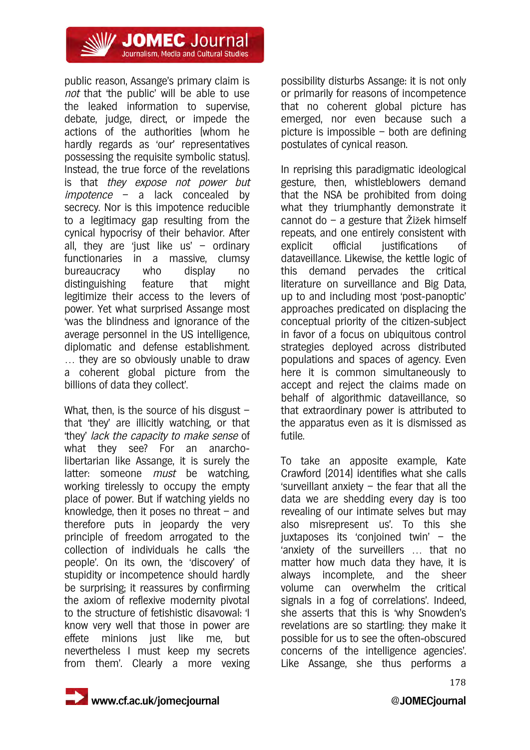public reason, Assange's primary claim is *not* that 'the public' will be able to use the leaked information to supervise, debate, judge, direct, or impede the actions of the authorities (whom he hardly regards as 'our' representatives possessing the requisite symbolic status). Instead, the true force of the revelations is that *they expose not power but impotence* – a lack concealed by secrecy. Nor is this impotence reducible to a legitimacy gap resulting from the cynical hypocrisy of their behavior. After all, they are 'just like us' – ordinary functionaries in a massive, clumsy bureaucracy who display no distinguishing feature that might legitimize their access to the levers of power. Yet what surprised Assange most 'was the blindness and ignorance of the average personnel in the US intelligence, diplomatic and defense establishment. … they are so obviously unable to draw a coherent global picture from the billions of data they collect'.

What, then, is the source of his disgust – that 'they' are illicitly watching, or that 'they' *lack the capacity to make sense* of what they see? For an anarcho-libertarian like Assange, it is surely the latter: someone *must* be watching, working tirelessly to occupy the empty place of power. But if watching yields no knowledge, then it poses no threat – and therefore puts in jeopardy the very principle of freedom arrogated to the collection of individuals he calls 'the people'. On its own, the 'discovery' of stupidity or incompetence should hardly be surprising; it reassures by confirming the axiom of reflexive modernity pivotal to the structure of fetishistic disavowal: 'I know very well that those in power are effete minions just like me, but nevertheless I must keep my secrets from them'. Clearly a more vexing possibility disturbs Assange: it is not only or primarily for reasons of incompetence that no coherent global picture has emerged, nor even because such a picture is impossible – both are defining postulates of cynical reason.

In reprising this paradigmatic ideological gesture, then, whistleblowers demand that the NSA be prohibited from doing what they triumphantly demonstrate it cannot do – a gesture that Žižek himself repeats, and one entirely consistent with explicit official justifications of dataveillance. Likewise, the kettle logic of this demand pervades the critical literature on surveillance and Big Data, up to and including most 'post-panoptic' approaches predicated on displacing the conceptual priority of the citizen-subject in favor of a focus on ubiquitous control strategies deployed across distributed populations and spaces of agency. Even here it is common simultaneously to accept and reject the claims made on behalf of algorithmic dataveillance, so that extraordinary power is attributed to the apparatus even as it is dismissed as futile.

To take an apposite example, Kate Crawford (2014) identifies what she calls 'surveillant anxiety – the fear that all the data we are shedding every day is too revealing of our intimate selves but may also misrepresent us'. To this she juxtaposes its 'conjoined twin' – the 'anxiety of the surveillers … that no matter how much data they have, it is always incomplete, and the sheer volume can overwhelm the critical signals in a fog of correlations'. Indeed, she asserts that this is 'why Snowden's revelations are so startling: they make it possible for us to see the often-obscured concerns of the intelligence agencies'. Like Assange, she thus performs a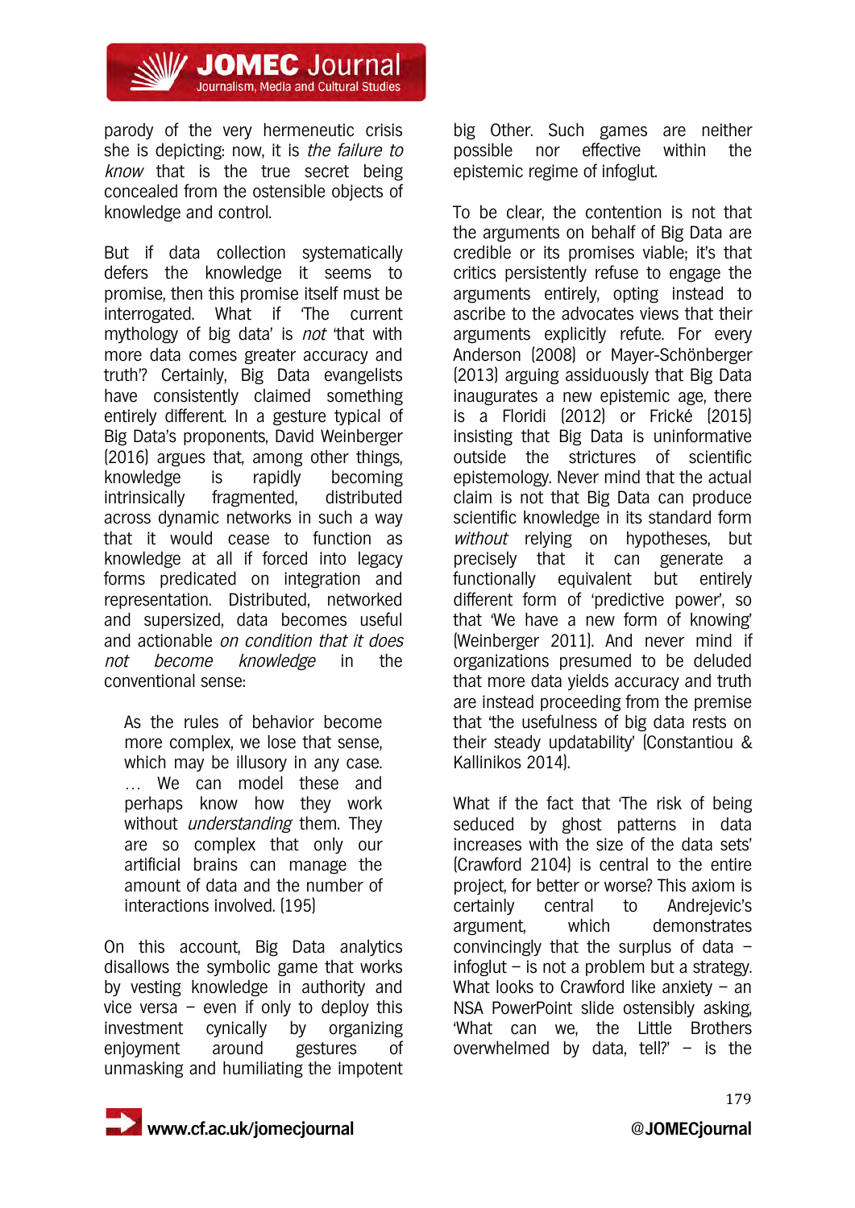parody of the very hermeneutic crisis she is depicting: now, it is *the failure to know* that is the true secret being concealed from the ostensible objects of knowledge and control.

But if data collection systematically defers the knowledge it seems to promise, then this promise itself must be interrogated. What if 'The current mythology of big data' is *not* 'that with more data comes greater accuracy and truth'? Certainly, Big Data evangelists have consistently claimed something entirely different. In a gesture typical of Big Data's proponents, David Weinberger (2016) argues that, among other things, knowledge is rapidly becoming intrinsically fragmented, distributed across dynamic networks in such a way that it would cease to function as knowledge at all if forced into legacy forms predicated on integration and representation. Distributed, networked and supersized, data becomes useful and actionable *on condition that it does not become knowledge* in the conventional sense:

> As the rules of behavior become more complex, we lose that sense, which may be illusory in any case. … We can model these and perhaps know how they work without *understanding* them. They are so complex that only our artificial brains can manage the amount of data and the number of interactions involved. (195)

On this account, Big Data analytics disallows the symbolic game that works by vesting knowledge in authority and vice versa – even if only to deploy this investment cynically by organizing enjoyment around gestures of unmasking and humiliating the impotent big Other. Such games are neither possible nor effective within the epistemic regime of infoglut.

To be clear, the contention is not that the arguments on behalf of Big Data are credible or its promises viable; it's that critics persistently refuse to engage the arguments entirely, opting instead to ascribe to the advocates views that their arguments explicitly refute. For every Anderson (2008) or Mayer-Schönberger (2013) arguing assiduously that Big Data inaugurates a new epistemic age, there is a Floridi (2012) or Frické (2015) insisting that Big Data is uninformative outside the strictures of scientific epistemology. Never mind that the actual claim is not that Big Data can produce scientific knowledge in its standard form *without* relying on hypotheses, but precisely that it can generate a functionally equivalent but entirely different form of 'predictive power', so that 'We have a new form of knowing' (Weinberger 2011). And never mind if organizations presumed to be deluded that more data yields accuracy and truth are instead proceeding from the premise that 'the usefulness of big data rests on their steady updatability' (Constantiou & Kallinikos 2014).

What if the fact that 'The risk of being seduced by ghost patterns in data increases with the size of the data sets' (Crawford 2104) is central to the entire project, for better or worse? This axiom is certainly central to Andrejevic's argument, which demonstrates convincingly that the surplus of data – infoglut – is not a problem but a strategy. What looks to Crawford like anxiety – an NSA PowerPoint slide ostensibly asking, 'What can we, the Little Brothers overwhelmed by data, tell?' – is the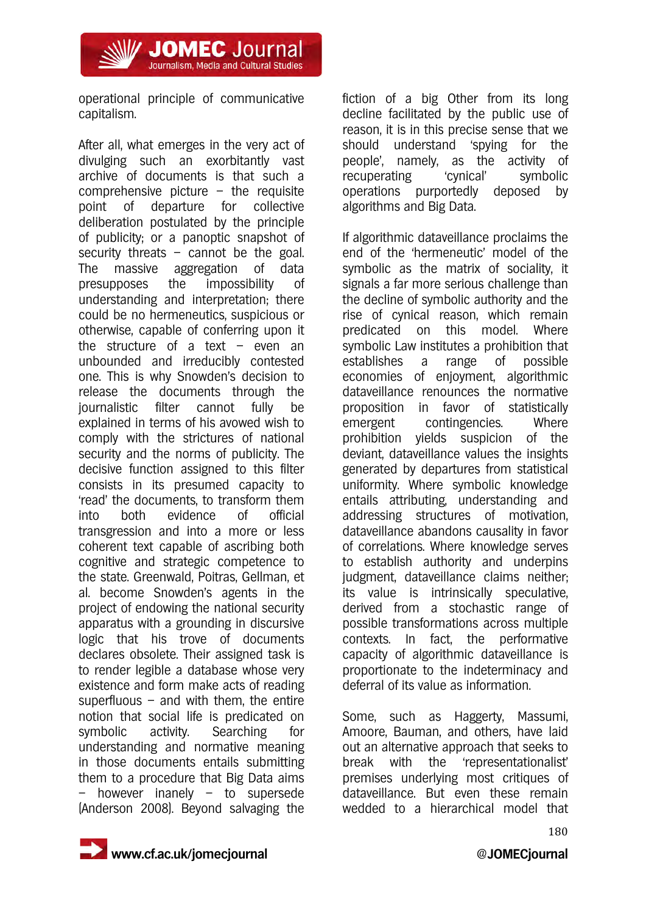operational principle of communicative capitalism.

After all, what emerges in the very act of divulging such an exorbitantly vast archive of documents is that such a comprehensive picture – the requisite point of departure for collective deliberation postulated by the principle of publicity; or a panoptic snapshot of security threats – cannot be the goal. The massive aggregation of data presupposes the impossibility of understanding and interpretation; there could be no hermeneutics, suspicious or otherwise, capable of conferring upon it the structure of a text – even an unbounded and irreducibly contested one. This is why Snowden's decision to release the documents through the journalistic filter cannot fully be explained in terms of his avowed wish to comply with the strictures of national security and the norms of publicity. The decisive function assigned to this filter consists in its presumed capacity to 'read' the documents, to transform them into both evidence of official transgression and into a more or less coherent text capable of ascribing both cognitive and strategic competence to the state. Greenwald, Poitras, Gellman, et al. become Snowden's agents in the project of endowing the national security apparatus with a grounding in discursive logic that his trove of documents declares obsolete. Their assigned task is to render legible a database whose very existence and form make acts of reading superfluous – and with them, the entire notion that social life is predicated on symbolic activity. Searching for understanding and normative meaning in those documents entails submitting them to a procedure that Big Data aims – however inanely – to supersede (Anderson 2008). Beyond salvaging the fiction of a big Other from its long decline facilitated by the public use of reason, it is in this precise sense that we should understand 'spying for the people', namely, as the activity of recuperating 'cynical' symbolic operations purportedly deposed by algorithms and Big Data.

If algorithmic dataveillance proclaims the end of the 'hermeneutic' model of the symbolic as the matrix of sociality, it signals a far more serious challenge than the decline of symbolic authority and the rise of cynical reason, which remain predicated on this model. Where symbolic Law institutes a prohibition that establishes a range of possible economies of enjoyment, algorithmic dataveillance renounces the normative proposition in favor of statistically emergent contingencies. Where prohibition yields suspicion of the deviant, dataveillance values the insights generated by departures from statistical uniformity. Where symbolic knowledge entails attributing, understanding and addressing structures of motivation, dataveillance abandons causality in favor of correlations. Where knowledge serves to establish authority and underpins judgment, dataveillance claims neither; its value is intrinsically speculative, derived from a stochastic range of possible transformations across multiple contexts. In fact, the performative capacity of algorithmic dataveillance is proportionate to the indeterminacy and deferral of its value as information.

Some, such as Haggerty, Massumi, Amoore, Bauman, and others, have laid out an alternative approach that seeks to break with the 'representationalist' premises underlying most critiques of dataveillance. But even these remain wedded to a hierarchical model that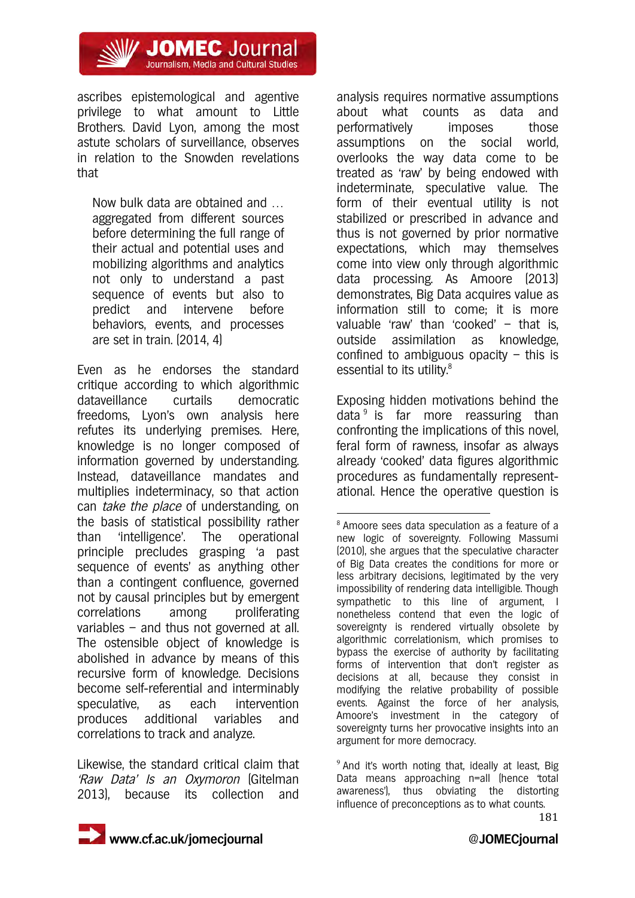ascribes epistemological and agentive privilege to what amount to Little Brothers. David Lyon, among the most astute scholars of surveillance, observes in relation to the Snowden revelations that

> Now bulk data are obtained and … aggregated from different sources before determining the full range of their actual and potential uses and mobilizing algorithms and analytics not only to understand a past sequence of events but also to predict and intervene before behaviors, events, and processes are set in train. (2014, 4)

Even as he endorses the standard critique according to which algorithmic dataveillance curtails democratic freedoms, Lyon's own analysis here refutes its underlying premises. Here, knowledge is no longer composed of information governed by understanding. Instead, dataveillance mandates and multiplies indeterminacy, so that action can *take the place* of understanding, on the basis of statistical possibility rather than 'intelligence'. The operational principle precludes grasping 'a past sequence of events' as anything other than a contingent confluence, governed not by causal principles but by emergent correlations among proliferating variables – and thus not governed at all. The ostensible object of knowledge is abolished in advance by means of this recursive form of knowledge. Decisions become self-referential and interminably speculative, as each intervention produces additional variables and correlations to track and analyze.

Likewise, the standard critical claim that *'Raw Data' Is an Oxymoron* (Gitelman 2013), because its collection and analysis requires normative assumptions about what counts as data and performatively imposes those assumptions on the social world, overlooks the way data come to be treated as 'raw' by being endowed with indeterminate, speculative value. The form of their eventual utility is not stabilized or prescribed in advance and thus is not governed by prior normative expectations, which may themselves come into view only through algorithmic data processing. As Amoore (2013) demonstrates, Big Data acquires value as information still to come; it is more valuable 'raw' than 'cooked' – that is, outside assimilation as knowledge, confined to ambiguous opacity – this is essential to its utility.[8]

Exposing hidden motivations behind the data[9] is far more reassuring than confronting the implications of this novel, feral form of rawness, insofar as always already 'cooked' data figures algorithmic procedures as fundamentally representational. Hence the operative question is

---

[8] Amoore sees data speculation as a feature of a new logic of sovereignty. Following Massumi (2010), she argues that the speculative character of Big Data creates the conditions for more or less arbitrary decisions, legitimated by the very impossibility of rendering data intelligible. Though sympathetic to this line of argument, I nonetheless contend that even the logic of sovereignty is rendered virtually obsolete by algorithmic correlationism, which promises to bypass the exercise of authority by facilitating forms of intervention that don't register as decisions at all, because they consist in modifying the relative probability of possible events. Against the force of her analysis, Amoore's investment in the category of sovereignty turns her provocative insights into an argument for more democracy.

[9] And it's worth noting that, ideally at least, Big Data means approaching n=all (hence 'total awareness'), thus obviating the distorting influence of preconceptions as to what counts.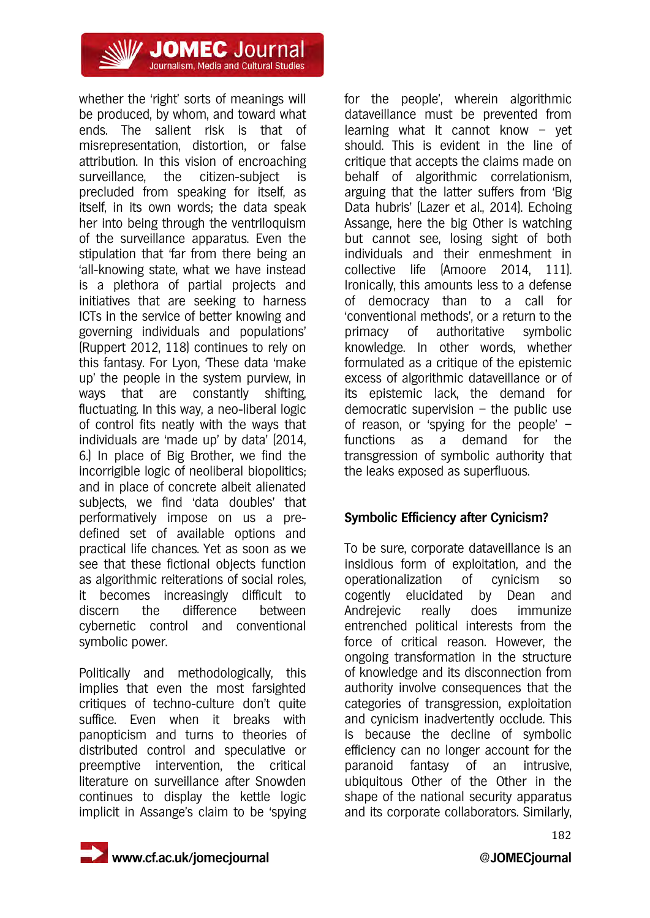whether the 'right' sorts of meanings will be produced, by whom, and toward what ends. The salient risk is that of misrepresentation, distortion, or false attribution. In this vision of encroaching surveillance, the citizen-subject is precluded from speaking for itself, as itself, in its own words; the data speak her into being through the ventriloquism of the surveillance apparatus. Even the stipulation that 'far from there being an 'all-knowing state, what we have instead is a plethora of partial projects and initiatives that are seeking to harness ICTs in the service of better knowing and governing individuals and populations' (Ruppert 2012, 118) continues to rely on this fantasy. For Lyon, 'These data 'make up' the people in the system purview, in ways that are constantly shifting, fluctuating. In this way, a neo-liberal logic of control fits neatly with the ways that individuals are 'made up' by data' (2014, 6.) In place of Big Brother, we find the incorrigible logic of neoliberal biopolitics; and in place of concrete albeit alienated subjects, we find 'data doubles' that performatively impose on us a pre-defined set of available options and practical life chances. Yet as soon as we see that these fictional objects function as algorithmic reiterations of social roles, it becomes increasingly difficult to discern the difference between cybernetic control and conventional symbolic power.

Politically and methodologically, this implies that even the most farsighted critiques of techno-culture don't quite suffice. Even when it breaks with panopticism and turns to theories of distributed control and speculative or preemptive intervention, the critical literature on surveillance after Snowden continues to display the kettle logic implicit in Assange's claim to be 'spying for the people', wherein algorithmic dataveillance must be prevented from learning what it cannot know – yet should. This is evident in the line of critique that accepts the claims made on behalf of algorithmic correlationism, arguing that the latter suffers from 'Big Data hubris' (Lazer et al., 2014). Echoing Assange, here the big Other is watching but cannot see, losing sight of both individuals and their enmeshment in collective life (Amoore 2014, 111). Ironically, this amounts less to a defense of democracy than to a call for 'conventional methods', or a return to the primacy of authoritative symbolic knowledge. In other words, whether formulated as a critique of the epistemic excess of algorithmic dataveillance or of its epistemic lack, the demand for democratic supervision – the public use of reason, or 'spying for the people' – functions as a demand for the transgression of symbolic authority that the leaks exposed as superfluous.

## Symbolic Efficiency after Cynicism?

To be sure, corporate dataveillance is an insidious form of exploitation, and the operationalization of cynicism so cogently elucidated by Dean and Andrejevic really does immunize entrenched political interests from the force of critical reason. However, the ongoing transformation in the structure of knowledge and its disconnection from authority involve consequences that the categories of transgression, exploitation and cynicism inadvertently occlude. This is because the decline of symbolic efficiency can no longer account for the paranoid fantasy of an intrusive, ubiquitous Other of the Other in the shape of the national security apparatus and its corporate collaborators. Similarly,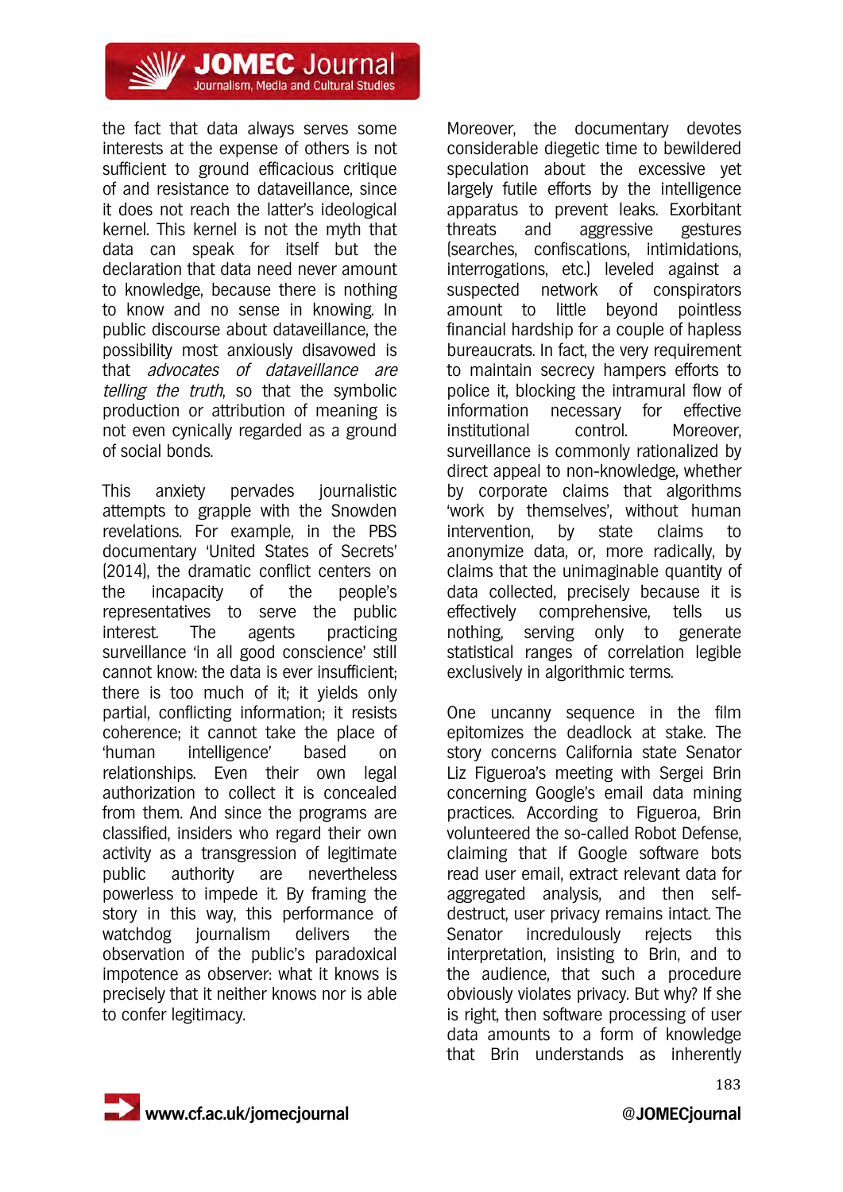the fact that data always serves some interests at the expense of others is not sufficient to ground efficacious critique of and resistance to dataveillance, since it does not reach the latter's ideological kernel. This kernel is not the myth that data can speak for itself but the declaration that data need never amount to knowledge, because there is nothing to know and no sense in knowing. In public discourse about dataveillance, the possibility most anxiously disavowed is that *advocates of dataveillance are telling the truth*, so that the symbolic production or attribution of meaning is not even cynically regarded as a ground of social bonds.

This anxiety pervades journalistic attempts to grapple with the Snowden revelations. For example, in the PBS documentary 'United States of Secrets' (2014), the dramatic conflict centers on the incapacity of the people's representatives to serve the public interest. The agents practicing surveillance 'in all good conscience' still cannot know: the data is ever insufficient; there is too much of it; it yields only partial, conflicting information; it resists coherence; it cannot take the place of 'human intelligence' based on relationships. Even their own legal authorization to collect it is concealed from them. And since the programs are classified, insiders who regard their own activity as a transgression of legitimate public authority are nevertheless powerless to impede it. By framing the story in this way, this performance of watchdog journalism delivers the observation of the public's paradoxical impotence as observer: what it knows is precisely that it neither knows nor is able to confer legitimacy.

Moreover, the documentary devotes considerable diegetic time to bewildered speculation about the excessive yet largely futile efforts by the intelligence apparatus to prevent leaks. Exorbitant threats and aggressive gestures (searches, confiscations, intimidations, interrogations, etc.) leveled against a suspected network of conspirators amount to little beyond pointless financial hardship for a couple of hapless bureaucrats. In fact, the very requirement to maintain secrecy hampers efforts to police it, blocking the intramural flow of information necessary for effective institutional control. Moreover, surveillance is commonly rationalized by direct appeal to non-knowledge, whether by corporate claims that algorithms 'work by themselves', without human intervention, by state claims to anonymize data, or, more radically, by claims that the unimaginable quantity of data collected, precisely because it is effectively comprehensive, tells us nothing, serving only to generate statistical ranges of correlation legible exclusively in algorithmic terms.

One uncanny sequence in the film epitomizes the deadlock at stake. The story concerns California state Senator Liz Figueroa's meeting with Sergei Brin concerning Google's email data mining practices. According to Figueroa, Brin volunteered the so-called Robot Defense, claiming that if Google software bots read user email, extract relevant data for aggregated analysis, and then self-destruct, user privacy remains intact. The Senator incredulously rejects this interpretation, insisting to Brin, and to the audience, that such a procedure obviously violates privacy. But why? If she is right, then software processing of user data amounts to a form of knowledge that Brin understands as inherently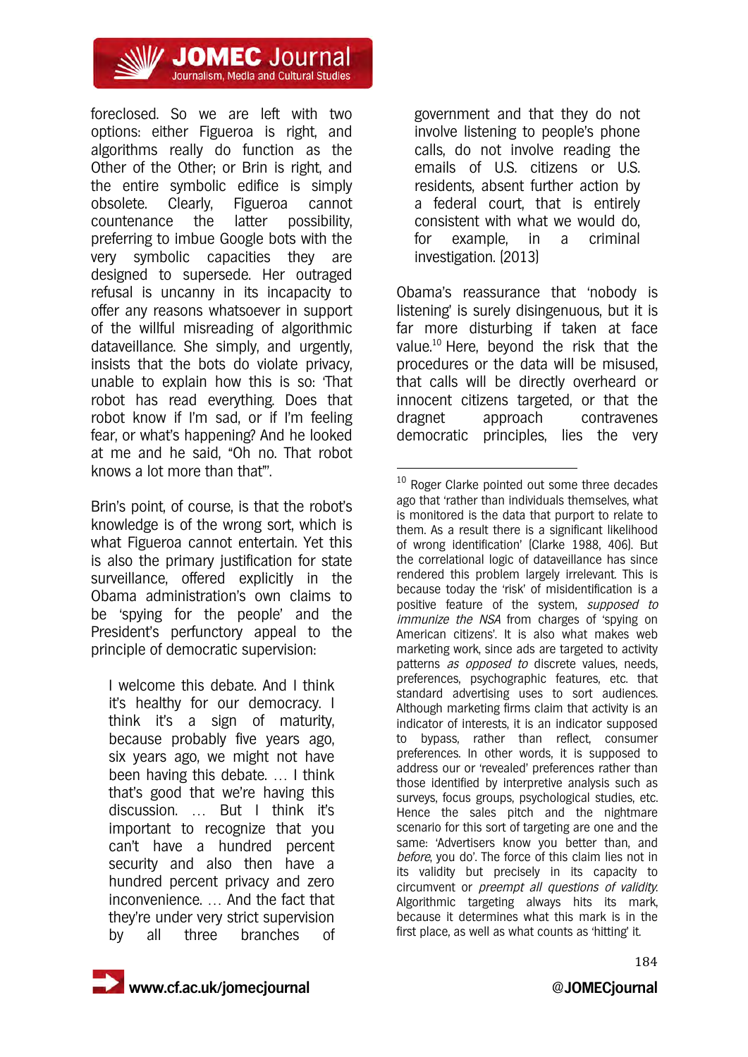foreclosed. So we are left with two options: either Figueroa is right, and algorithms really do function as the Other of the Other; or Brin is right, and the entire symbolic edifice is simply obsolete. Clearly, Figueroa cannot countenance the latter possibility, preferring to imbue Google bots with the very symbolic capacities they are designed to supersede. Her outraged refusal is uncanny in its incapacity to offer any reasons whatsoever in support of the willful misreading of algorithmic dataveillance. She simply, and urgently, insists that the bots do violate privacy, unable to explain how this is so: 'That robot has read everything. Does that robot know if I'm sad, or if I'm feeling fear, or what's happening? And he looked at me and he said, "Oh no. That robot knows a lot more than that"'.

Brin's point, of course, is that the robot's knowledge is of the wrong sort, which is what Figueroa cannot entertain. Yet this is also the primary justification for state surveillance, offered explicitly in the Obama administration's own claims to be 'spying for the people' and the President's perfunctory appeal to the principle of democratic supervision:

> I welcome this debate. And I think it's healthy for our democracy. I think it's a sign of maturity, because probably five years ago, six years ago, we might not have been having this debate. … I think that's good that we're having this discussion. … But I think it's important to recognize that you can't have a hundred percent security and also then have a hundred percent privacy and zero inconvenience. … And the fact that they're under very strict supervision by all three branches of government and that they do not involve listening to people's phone calls, do not involve reading the emails of U.S. citizens or U.S. residents, absent further action by a federal court, that is entirely consistent with what we would do, for example, in a criminal investigation. (2013)

Obama's reassurance that 'nobody is listening' is surely disingenuous, but it is far more disturbing if taken at face value.[10] Here, beyond the risk that the procedures or the data will be misused, that calls will be directly overheard or innocent citizens targeted, or that the dragnet approach contravenes democratic principles, lies the very

---

[10] Roger Clarke pointed out some three decades ago that 'rather than individuals themselves, what is monitored is the data that purport to relate to them. As a result there is a significant likelihood of wrong identification' (Clarke 1988, 406). But the correlational logic of dataveillance has since rendered this problem largely irrelevant. This is because today the 'risk' of misidentification is a positive feature of the system, *supposed to immunize the NSA* from charges of 'spying on American citizens'. It is also what makes web marketing work, since ads are targeted to activity patterns *as opposed to* discrete values, needs, preferences, psychographic features, etc. that standard advertising uses to sort audiences. Although marketing firms claim that activity is an indicator of interests, it is an indicator supposed to bypass, rather than reflect, consumer preferences. In other words, it is supposed to address our or 'revealed' preferences rather than those identified by interpretive analysis such as surveys, focus groups, psychological studies, etc. Hence the sales pitch and the nightmare scenario for this sort of targeting are one and the same: 'Advertisers know you better than, and *before*, you do'. The force of this claim lies not in its validity but precisely in its capacity to circumvent or *preempt all questions of validity*. Algorithmic targeting always hits its mark, because it determines what this mark is in the first place, as well as what counts as 'hitting' it.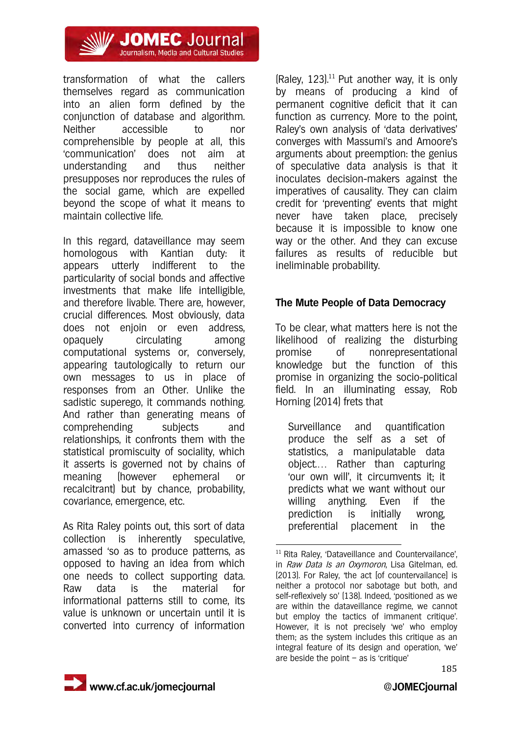transformation of what the callers themselves regard as communication into an alien form defined by the conjunction of database and algorithm. Neither accessible to nor comprehensible by people at all, this 'communication' does not aim at understanding and thus neither presupposes nor reproduces the rules of the social game, which are expelled beyond the scope of what it means to maintain collective life.

In this regard, dataveillance may seem homologous with Kantian duty: it appears utterly indifferent to the particularity of social bonds and affective investments that make life intelligible, and therefore livable. There are, however, crucial differences. Most obviously, data does not enjoin or even address, opaquely circulating among computational systems or, conversely, appearing tautologically to return our own messages to us in place of responses from an Other. Unlike the sadistic superego, it commands nothing. And rather than generating means of comprehending subjects and relationships, it confronts them with the statistical promiscuity of sociality, which it asserts is governed not by chains of meaning (however ephemeral or recalcitrant) but by chance, probability, covariance, emergence, etc.

As Rita Raley points out, this sort of data collection is inherently speculative, amassed 'so as to produce patterns, as opposed to having an idea from which one needs to collect supporting data. Raw data is the material for informational patterns still to come, its value is unknown or uncertain until it is converted into currency of information (Raley, 123).[11] Put another way, it is only by means of producing a kind of permanent cognitive deficit that it can function as currency. More to the point, Raley's own analysis of 'data derivatives' converges with Massumi's and Amoore's arguments about preemption: the genius of speculative data analysis is that it inoculates decision-makers against the imperatives of causality. They can claim credit for 'preventing' events that might never have taken place, precisely because it is impossible to know one way or the other. And they can excuse failures as results of reducible but ineliminable probability.

## The Mute People of Data Democracy

To be clear, what matters here is not the likelihood of realizing the disturbing promise of nonrepresentational knowledge but the function of this promise in organizing the socio-political field. In an illuminating essay, Rob Horning (2014) frets that

> Surveillance and quantification produce the self as a set of statistics, a manipulable data object.... Rather than capturing 'our own will', it circumvents it; it predicts what we want without our willing anything. Even if the prediction is initially wrong, preferential placement in the

---

[11] Rita Raley, 'Dataveillance and Countervailance', in *Raw Data Is an Oxymoron*, Lisa Gitelman, ed. (2013). For Raley, 'the act [of countervailance] is neither a protocol nor sabotage but both, and self-reflexively so' (138). Indeed, 'positioned as we are within the dataveillance regime, we cannot but employ the tactics of immanent critique'. However, it is not precisely 'we' who employ them; as the system includes this critique as an integral feature of its design and operation, 'we' are beside the point – as is 'critique'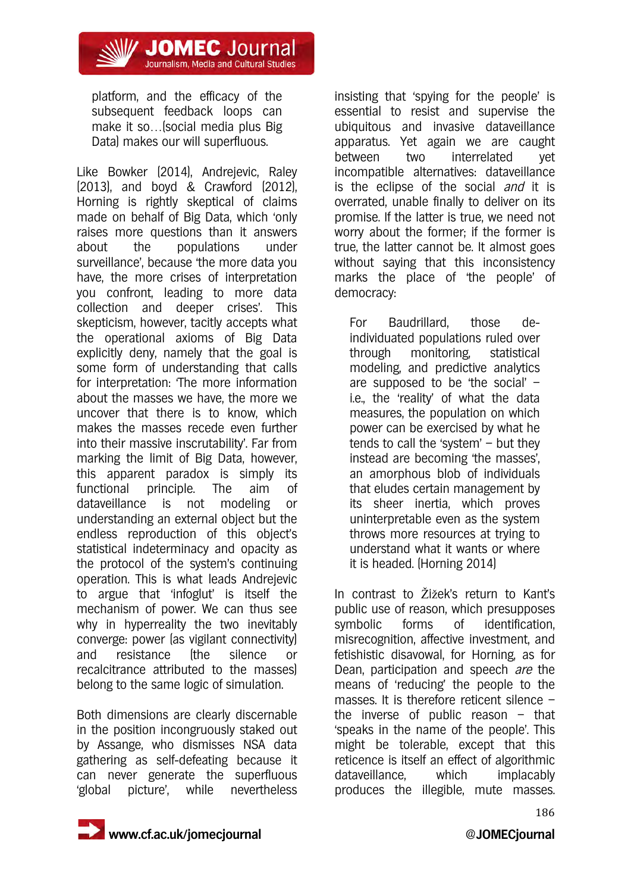platform, and the efficacy of the subsequent feedback loops can make it so…(social media plus Big Data) makes our will superfluous.

Like Bowker (2014), Andrejevic, Raley (2013), and boyd & Crawford (2012), Horning is rightly skeptical of claims made on behalf of Big Data, which 'only raises more questions than it answers about the populations under surveillance', because 'the more data you have, the more crises of interpretation you confront, leading to more data collection and deeper crises'. This skepticism, however, tacitly accepts what the operational axioms of Big Data explicitly deny, namely that the goal is some form of understanding that calls for interpretation: 'The more information about the masses we have, the more we uncover that there is to know, which makes the masses recede even further into their massive inscrutability'. Far from marking the limit of Big Data, however, this apparent paradox is simply its functional principle. The aim of dataveillance is not modeling or understanding an external object but the endless reproduction of this object's statistical indeterminacy and opacity as the protocol of the system's continuing operation. This is what leads Andrejevic to argue that 'infoglut' is itself the mechanism of power. We can thus see why in hyperreality the two inevitably converge: power (as vigilant connectivity) and resistance (the silence or recalcitrance attributed to the masses) belong to the same logic of simulation.

Both dimensions are clearly discernable in the position incongruously staked out by Assange, who dismisses NSA data gathering as self-defeating because it can never generate the superfluous 'global picture', while nevertheless insisting that 'spying for the people' is essential to resist and supervise the ubiquitous and invasive dataveillance apparatus. Yet again we are caught between two interrelated yet incompatible alternatives: dataveillance is the eclipse of the social *and* it is overrated, unable finally to deliver on its promise. If the latter is true, we need not worry about the former; if the former is true, the latter cannot be. It almost goes without saying that this inconsistency marks the place of 'the people' of democracy:

> For Baudrillard, those de-individuated populations ruled over through monitoring, statistical modeling, and predictive analytics are supposed to be 'the social' – i.e., the 'reality' of what the data measures, the population on which power can be exercised by what he tends to call the 'system' – but they instead are becoming 'the masses', an amorphous blob of individuals that eludes certain management by its sheer inertia, which proves uninterpretable even as the system throws more resources at trying to understand what it wants or where it is headed. (Horning 2014)

In contrast to Žižek's return to Kant's public use of reason, which presupposes symbolic forms of identification, misrecognition, affective investment, and fetishistic disavowal, for Horning, as for Dean, participation and speech *are* the means of 'reducing' the people to the masses. It is therefore reticent silence – the inverse of public reason – that 'speaks in the name of the people'. This might be tolerable, except that this reticence is itself an effect of algorithmic dataveillance, which implacably produces the illegible, mute masses.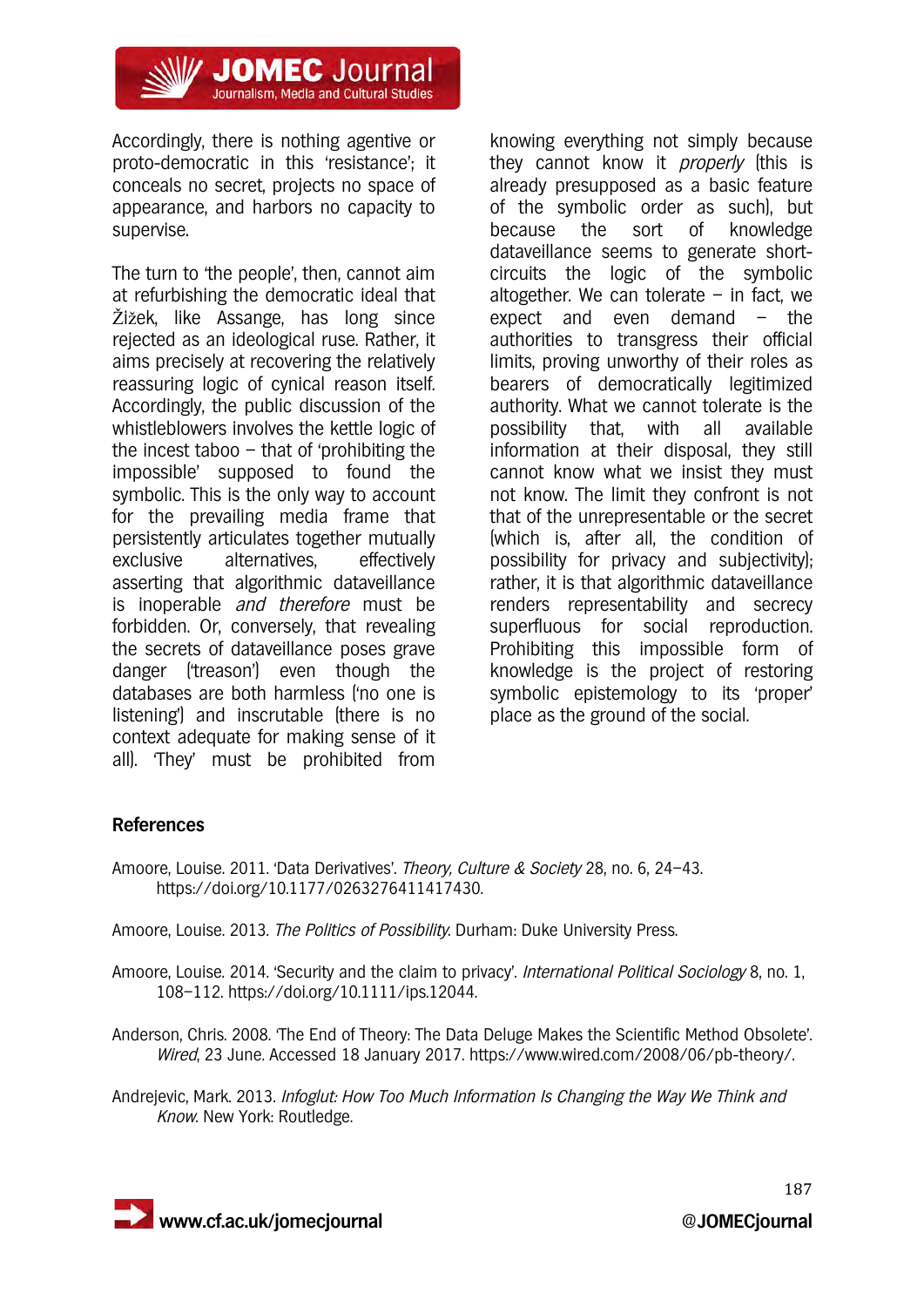Accordingly, there is nothing agentive or proto-democratic in this 'resistance'; it conceals no secret, projects no space of appearance, and harbors no capacity to supervise.

The turn to 'the people', then, cannot aim at refurbishing the democratic ideal that Žižek, like Assange, has long since rejected as an ideological ruse. Rather, it aims precisely at recovering the relatively reassuring logic of cynical reason itself. Accordingly, the public discussion of the whistleblowers involves the kettle logic of the incest taboo – that of 'prohibiting the impossible' supposed to found the symbolic. This is the only way to account for the prevailing media frame that persistently articulates together mutually exclusive alternatives, effectively asserting that algorithmic dataveillance is inoperable *and therefore* must be forbidden. Or, conversely, that revealing the secrets of dataveillance poses grave danger ('treason') even though the databases are both harmless ('no one is listening') and inscrutable (there is no context adequate for making sense of it all). 'They' must be prohibited from knowing everything not simply because they cannot know it *properly* (this is already presupposed as a basic feature of the symbolic order as such), but because the sort of knowledge dataveillance seems to generate short-circuits the logic of the symbolic altogether. We can tolerate – in fact, we expect and even demand – the authorities to transgress their official limits, proving unworthy of their roles as bearers of democratically legitimized authority. What we cannot tolerate is the possibility that, with all available information at their disposal, they still cannot know what we insist they must not know. The limit they confront is not that of the unrepresentable or the secret (which is, after all, the condition of possibility for privacy and subjectivity); rather, it is that algorithmic dataveillance renders representability and secrecy superfluous for social reproduction. Prohibiting this impossible form of knowledge is the project of restoring symbolic epistemology to its 'proper' place as the ground of the social.

## References

Amoore, Louise. 2011. 'Data Derivatives'. *Theory, Culture & Society* 28, no. 6, 24–43. https://doi.org/10.1177/0263276411417430.

Amoore, Louise. 2013. *The Politics of Possibility.* Durham: Duke University Press.

Amoore, Louise. 2014. 'Security and the claim to privacy'. *International Political Sociology* 8, no. 1, 108–112. https://doi.org/10.1111/ips.12044.

Anderson, Chris. 2008. 'The End of Theory: The Data Deluge Makes the Scientific Method Obsolete'. *Wired*, 23 June. Accessed 18 January 2017. https://www.wired.com/2008/06/pb-theory/.

Andrejevic, Mark. 2013. *Infoglut: How Too Much Information Is Changing the Way We Think and Know.* New York: Routledge.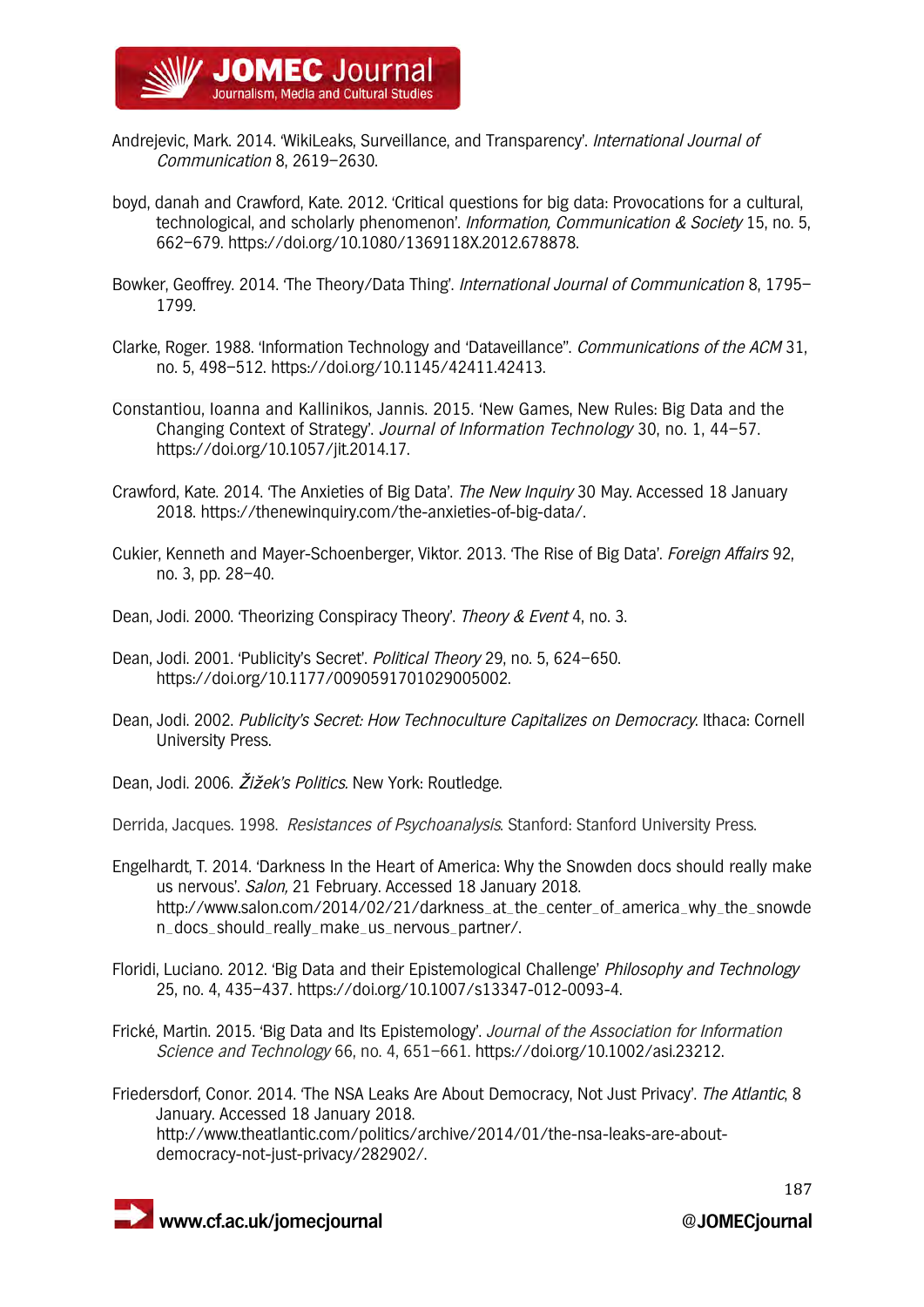Andrejevic, Mark. 2014. 'WikiLeaks, Surveillance, and Transparency'. *International Journal of Communication* 8, 2619–2630.

boyd, danah and Crawford, Kate. 2012. 'Critical questions for big data: Provocations for a cultural, technological, and scholarly phenomenon'. *Information, Communication & Society* 15, no. 5, 662–679. https://doi.org/10.1080/1369118X.2012.678878.

Bowker, Geoffrey. 2014. 'The Theory/Data Thing'. *International Journal of Communication* 8, 1795–1799.

Clarke, Roger. 1988. 'Information Technology and 'Dataveillance''. *Communications of the ACM* 31, no. 5, 498–512. https://doi.org/10.1145/42411.42413.

Constantiou, Ioanna and Kallinikos, Jannis. 2015. 'New Games, New Rules: Big Data and the Changing Context of Strategy'. *Journal of Information Technology* 30, no. 1, 44–57. https://doi.org/10.1057/jit.2014.17.

Crawford, Kate. 2014. 'The Anxieties of Big Data'. *The New Inquiry* 30 May. Accessed 18 January 2018. https://thenewinquiry.com/the-anxieties-of-big-data/.

Cukier, Kenneth and Mayer-Schoenberger, Viktor. 2013. 'The Rise of Big Data'. *Foreign Affairs* 92, no. 3, pp. 28–40.

Dean, Jodi. 2000. 'Theorizing Conspiracy Theory'. *Theory & Event* 4, no. 3.

Dean, Jodi. 2001. 'Publicity's Secret'. *Political Theory* 29, no. 5, 624–650. https://doi.org/10.1177/0090591701029005002.

Dean, Jodi. 2002. *Publicity's Secret: How Technoculture Capitalizes on Democracy*. Ithaca: Cornell University Press.

Dean, Jodi. 2006. *Žižek's Politics*. New York: Routledge.

Derrida, Jacques. 1998. *Resistances of Psychoanalysis*. Stanford: Stanford University Press.

Engelhardt, T. 2014. 'Darkness In the Heart of America: Why the Snowden docs should really make us nervous'. *Salon,* 21 February. Accessed 18 January 2018. http://www.salon.com/2014/02/21/darkness_at_the_center_of_america_why_the_snowden_docs_should_really_make_us_nervous_partner/.

Floridi, Luciano. 2012. 'Big Data and their Epistemological Challenge' *Philosophy and Technology* 25, no. 4, 435–437. https://doi.org/10.1007/s13347-012-0093-4.

Frické, Martin. 2015. 'Big Data and Its Epistemology'. *Journal of the Association for Information Science and Technology* 66, no. 4, 651–661. https://doi.org/10.1002/asi.23212.

Friedersdorf, Conor. 2014. 'The NSA Leaks Are About Democracy, Not Just Privacy'. *The Atlantic*, 8 January. Accessed 18 January 2018. http://www.theatlantic.com/politics/archive/2014/01/the-nsa-leaks-are-about-democracy-not-just-privacy/282902/.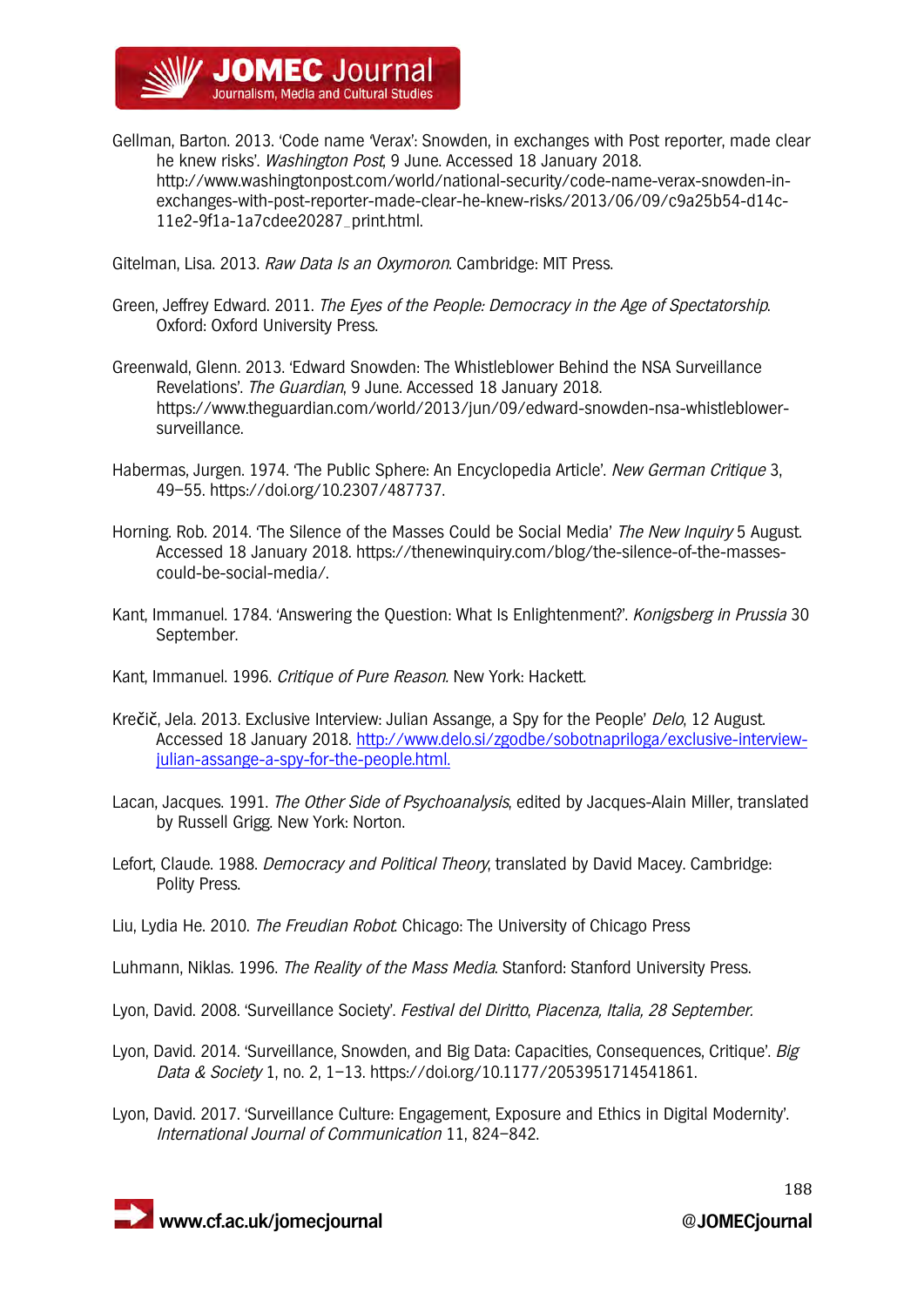Gellman, Barton. 2013. 'Code name 'Verax': Snowden, in exchanges with Post reporter, made clear he knew risks'. *Washington Post*, 9 June. Accessed 18 January 2018. http://www.washingtonpost.com/world/national-security/code-name-verax-snowden-in-exchanges-with-post-reporter-made-clear-he-knew-risks/2013/06/09/c9a25b54-d14c-11e2-9f1a-1a7cdee20287_print.html.

Gitelman, Lisa. 2013. *Raw Data Is an Oxymoron*. Cambridge: MIT Press.

Green, Jeffrey Edward. 2011. *The Eyes of the People: Democracy in the Age of Spectatorship*. Oxford: Oxford University Press.

Greenwald, Glenn. 2013. 'Edward Snowden: The Whistleblower Behind the NSA Surveillance Revelations'. *The Guardian*, 9 June. Accessed 18 January 2018. https://www.theguardian.com/world/2013/jun/09/edward-snowden-nsa-whistleblower-surveillance.

Habermas, Jurgen. 1974. 'The Public Sphere: An Encyclopedia Article'. *New German Critique* 3, 49–55. https://doi.org/10.2307/487737.

Horning. Rob. 2014. 'The Silence of the Masses Could be Social Media' *The New Inquiry* 5 August. Accessed 18 January 2018. https://thenewinquiry.com/blog/the-silence-of-the-masses-could-be-social-media/.

Kant, Immanuel. 1784. 'Answering the Question: What Is Enlightenment?'. *Konigsberg in Prussia* 30 September.

Kant, Immanuel. 1996. *Critique of Pure Reason*. New York: Hackett.

Krečič, Jela. 2013. Exclusive Interview: Julian Assange, a Spy for the People' *Delo*, 12 August. Accessed 18 January 2018. http://www.delo.si/zgodbe/sobotnapriloga/exclusive-interview-julian-assange-a-spy-for-the-people.html.

Lacan, Jacques. 1991. *The Other Side of Psychoanalysis*, edited by Jacques-Alain Miller, translated by Russell Grigg. New York: Norton.

Lefort, Claude. 1988. *Democracy and Political Theory*, translated by David Macey. Cambridge: Polity Press.

Liu, Lydia He. 2010. *The Freudian Robot*. Chicago: The University of Chicago Press

Luhmann, Niklas. 1996. *The Reality of the Mass Media*. Stanford: Stanford University Press.

Lyon, David. 2008. 'Surveillance Society'. *Festival del Diritto, Piacenza, Italia, 28 September.*

Lyon, David. 2014. 'Surveillance, Snowden, and Big Data: Capacities, Consequences, Critique'. *Big Data & Society* 1, no. 2, 1–13. https://doi.org/10.1177/2053951714541861.

Lyon, David. 2017. 'Surveillance Culture: Engagement, Exposure and Ethics in Digital Modernity'. *International Journal of Communication* 11, 824–842.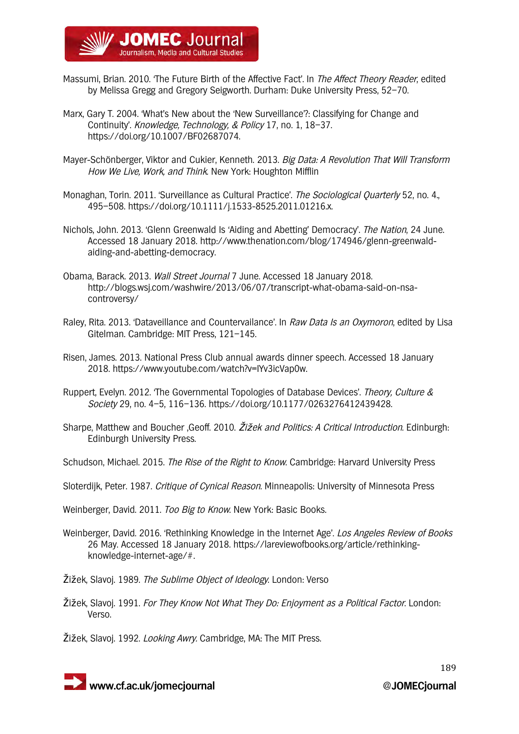Massumi, Brian. 2010. 'The Future Birth of the Affective Fact'. In *The Affect Theory Reader*, edited by Melissa Gregg and Gregory Seigworth. Durham: Duke University Press, 52–70.

Marx, Gary T. 2004. 'What's New about the 'New Surveillance'?: Classifying for Change and Continuity'. *Knowledge, Technology, & Policy* 17, no. 1, 18–37. https://doi.org/10.1007/BF02687074.

Mayer-Schönberger, Viktor and Cukier, Kenneth. 2013. *Big Data: A Revolution That Will Transform How We Live, Work, and Think*. New York: Houghton Mifflin

Monaghan, Torin. 2011. 'Surveillance as Cultural Practice'. *The Sociological Quarterly* 52, no. 4., 495–508. https://doi.org/10.1111/j.1533-8525.2011.01216.x.

Nichols, John. 2013. 'Glenn Greenwald Is 'Aiding and Abetting' Democracy'. *The Nation*, 24 June. Accessed 18 January 2018. http://www.thenation.com/blog/174946/glenn-greenwald-aiding-and-abetting-democracy.

Obama, Barack. 2013. *Wall Street Journal* 7 June. Accessed 18 January 2018. http://blogs.wsj.com/washwire/2013/06/07/transcript-what-obama-said-on-nsa-controversy/

Raley, Rita. 2013. 'Dataveillance and Countervailance'. In *Raw Data Is an Oxymoron*, edited by Lisa Gitelman. Cambridge: MIT Press, 121–145.

Risen, James. 2013. National Press Club annual awards dinner speech. Accessed 18 January 2018. https://www.youtube.com/watch?v=lYv3icVap0w.

Ruppert, Evelyn. 2012. 'The Governmental Topologies of Database Devices'. *Theory, Culture & Society* 29, no. 4–5, 116–136. https://doi.org/10.1177/0263276412439428.

Sharpe, Matthew and Boucher ,Geoff. 2010. *Žižek and Politics: A Critical Introduction*. Edinburgh: Edinburgh University Press.

Schudson, Michael. 2015. *The Rise of the Right to Know*. Cambridge: Harvard University Press

Sloterdijk, Peter. 1987. *Critique of Cynical Reason*. Minneapolis: University of Minnesota Press

Weinberger, David. 2011. *Too Big to Know*. New York: Basic Books.

Weinberger, David. 2016. 'Rethinking Knowledge in the Internet Age'. *Los Angeles Review of Books* 26 May. Accessed 18 January 2018. https://lareviewofbooks.org/article/rethinking-knowledge-internet-age/#.

Žižek, Slavoj. 1989. *The Sublime Object of Ideology*. London: Verso

Žižek, Slavoj. 1991. *For They Know Not What They Do: Enjoyment as a Political Factor*. London: Verso.

Žižek, Slavoj. 1992. *Looking Awry*. Cambridge, MA: The MIT Press.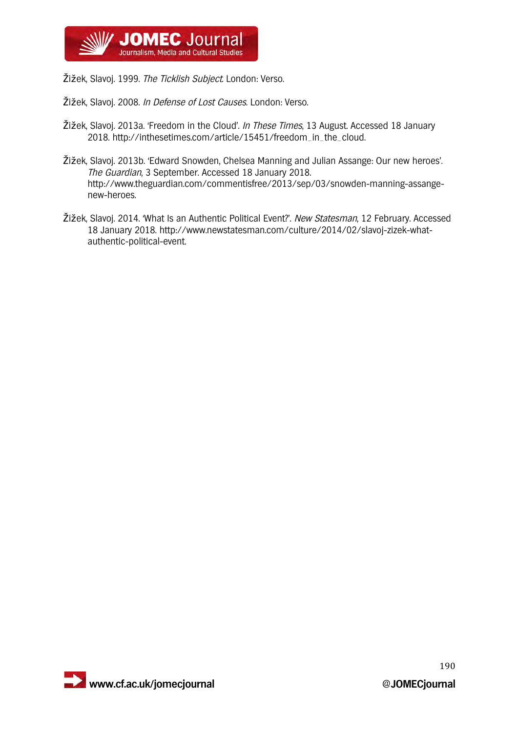Žižek, Slavoj. 1999. *The Ticklish Subject*. London: Verso.

Žižek, Slavoj. 2008. *In Defense of Lost Causes*. London: Verso.

Žižek, Slavoj. 2013a. 'Freedom in the Cloud'. *In These Times*, 13 August. Accessed 18 January 2018. http://inthesetimes.com/article/15451/freedom_in_the_cloud.

Žižek, Slavoj. 2013b. 'Edward Snowden, Chelsea Manning and Julian Assange: Our new heroes'. *The Guardian*, 3 September. Accessed 18 January 2018. http://www.theguardian.com/commentisfree/2013/sep/03/snowden-manning-assange-new-heroes.

Žižek, Slavoj. 2014. 'What Is an Authentic Political Event?'. *New Statesman*, 12 February. Accessed 18 January 2018. http://www.newstatesman.com/culture/2014/02/slavoj-zizek-what-authentic-political-event.